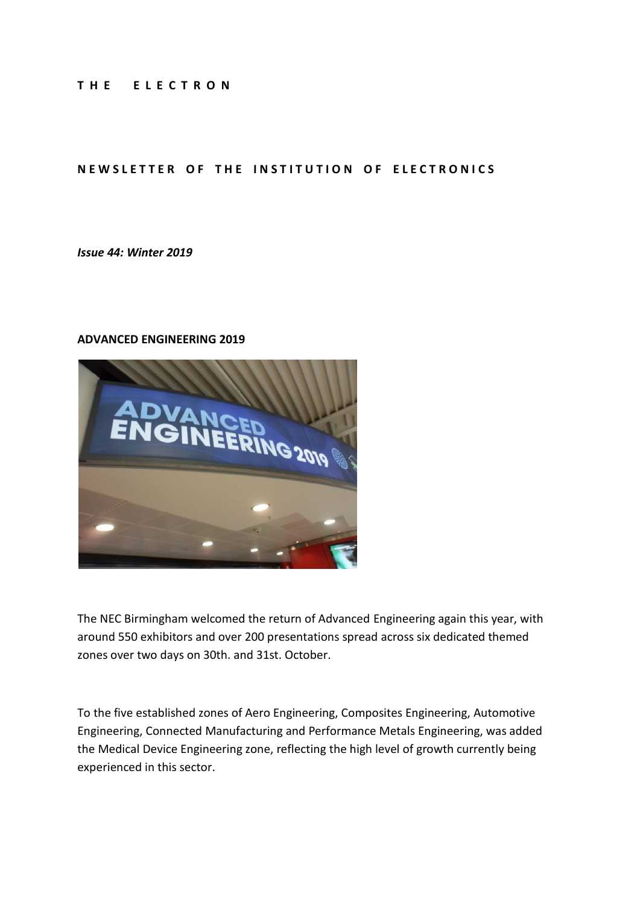# THE ELECTRON

## NEWSLETTER OF THE INSTITUTION OF ELECTRONICS

*Issue 44: Winter 2019*

### ADVANCED ENGINEERING 2019

The NEC Birmingham welcomed the return of Advanced Engineering again this year, with around 550 exhibitors and over 200 presentations spread across six dedicated themed zones over two days on 30th. and 31st. October.

To the five established zones of Aero Engineering, Composites Engineering, Automotive Engineering, Connected Manufacturing and Performance Metals Engineering, was added the Medical Device Engineering zone, reflecting the high level of growth currently being experienced in this sector.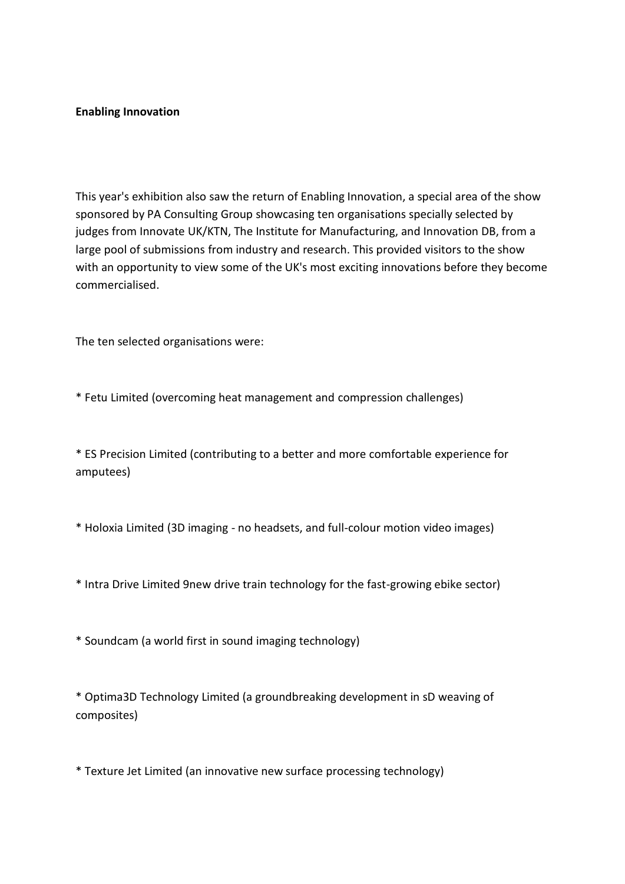**Enabling Innovation**

This year's exhibition also saw the return of Enabling Innovation, a special area of the show sponsored by PA Consulting Group showcasing ten organisations specially selected by judges from Innovate UK/KTN, The Institute for Manufacturing, and Innovation DB, from a large pool of submissions from industry and research. This provided visitors to the show with an opportunity to view some of the UK's most exciting innovations before they become commercialised.

The ten selected organisations were:

* Fetu Limited (overcoming heat management and compression challenges)

* ES Precision Limited (contributing to a better and more comfortable experience for amputees)

* Holoxia Limited (3D imaging - no headsets, and full-colour motion video images)

* Intra Drive Limited 9new drive train technology for the fast-growing ebike sector)

* Soundcam (a world first in sound imaging technology)

* Optima3D Technology Limited (a groundbreaking development in sD weaving of composites)

* Texture Jet Limited (an innovative new surface processing technology)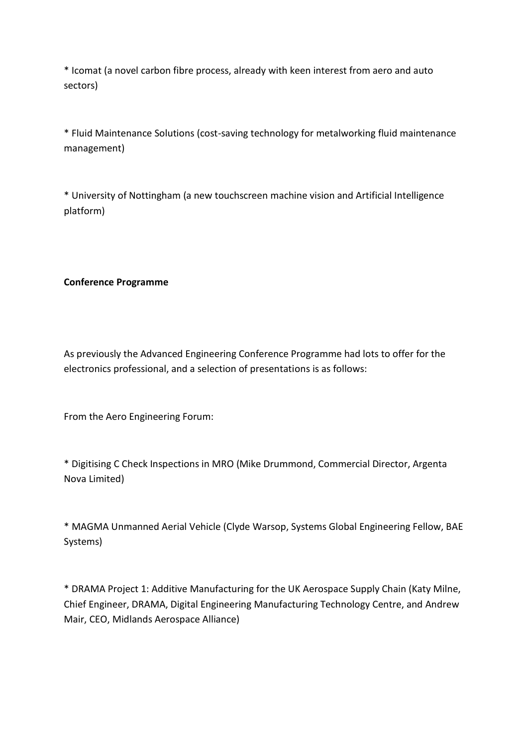* Icomat (a novel carbon fibre process, already with keen interest from aero and auto sectors)

* Fluid Maintenance Solutions (cost-saving technology for metalworking fluid maintenance management)

* University of Nottingham (a new touchscreen machine vision and Artificial Intelligence platform)

**Conference Programme**

As previously the Advanced Engineering Conference Programme had lots to offer for the electronics professional, and a selection of presentations is as follows:

From the Aero Engineering Forum:

* Digitising C Check Inspections in MRO (Mike Drummond, Commercial Director, Argenta Nova Limited)

* MAGMA Unmanned Aerial Vehicle (Clyde Warsop, Systems Global Engineering Fellow, BAE Systems)

* DRAMA Project 1: Additive Manufacturing for the UK Aerospace Supply Chain (Katy Milne, Chief Engineer, DRAMA, Digital Engineering Manufacturing Technology Centre, and Andrew Mair, CEO, Midlands Aerospace Alliance)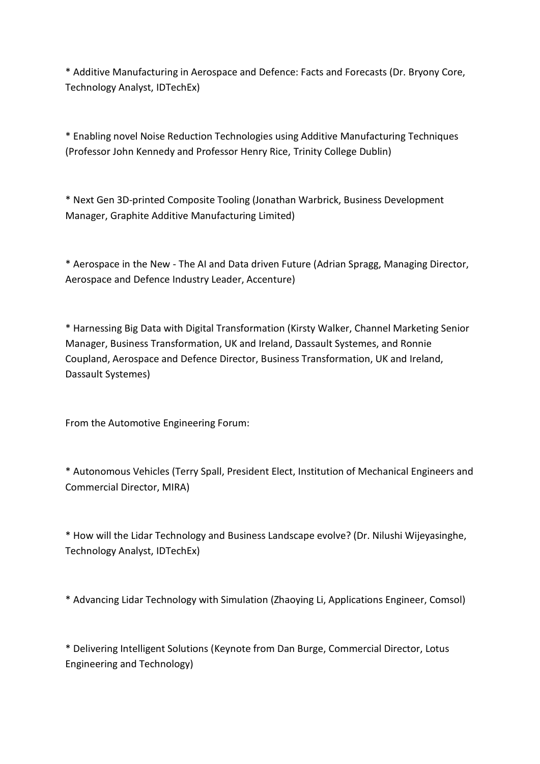* Additive Manufacturing in Aerospace and Defence: Facts and Forecasts (Dr. Bryony Core, Technology Analyst, IDTechEx)

* Enabling novel Noise Reduction Technologies using Additive Manufacturing Techniques (Professor John Kennedy and Professor Henry Rice, Trinity College Dublin)

* Next Gen 3D-printed Composite Tooling (Jonathan Warbrick, Business Development Manager, Graphite Additive Manufacturing Limited)

* Aerospace in the New - The AI and Data driven Future (Adrian Spragg, Managing Director, Aerospace and Defence Industry Leader, Accenture)

* Harnessing Big Data with Digital Transformation (Kirsty Walker, Channel Marketing Senior Manager, Business Transformation, UK and Ireland, Dassault Systemes, and Ronnie Coupland, Aerospace and Defence Director, Business Transformation, UK and Ireland, Dassault Systemes)

From the Automotive Engineering Forum:

* Autonomous Vehicles (Terry Spall, President Elect, Institution of Mechanical Engineers and Commercial Director, MIRA)

* How will the Lidar Technology and Business Landscape evolve? (Dr. Nilushi Wijeyasinghe, Technology Analyst, IDTechEx)

* Advancing Lidar Technology with Simulation (Zhaoying Li, Applications Engineer, Comsol)

* Delivering Intelligent Solutions (Keynote from Dan Burge, Commercial Director, Lotus Engineering and Technology)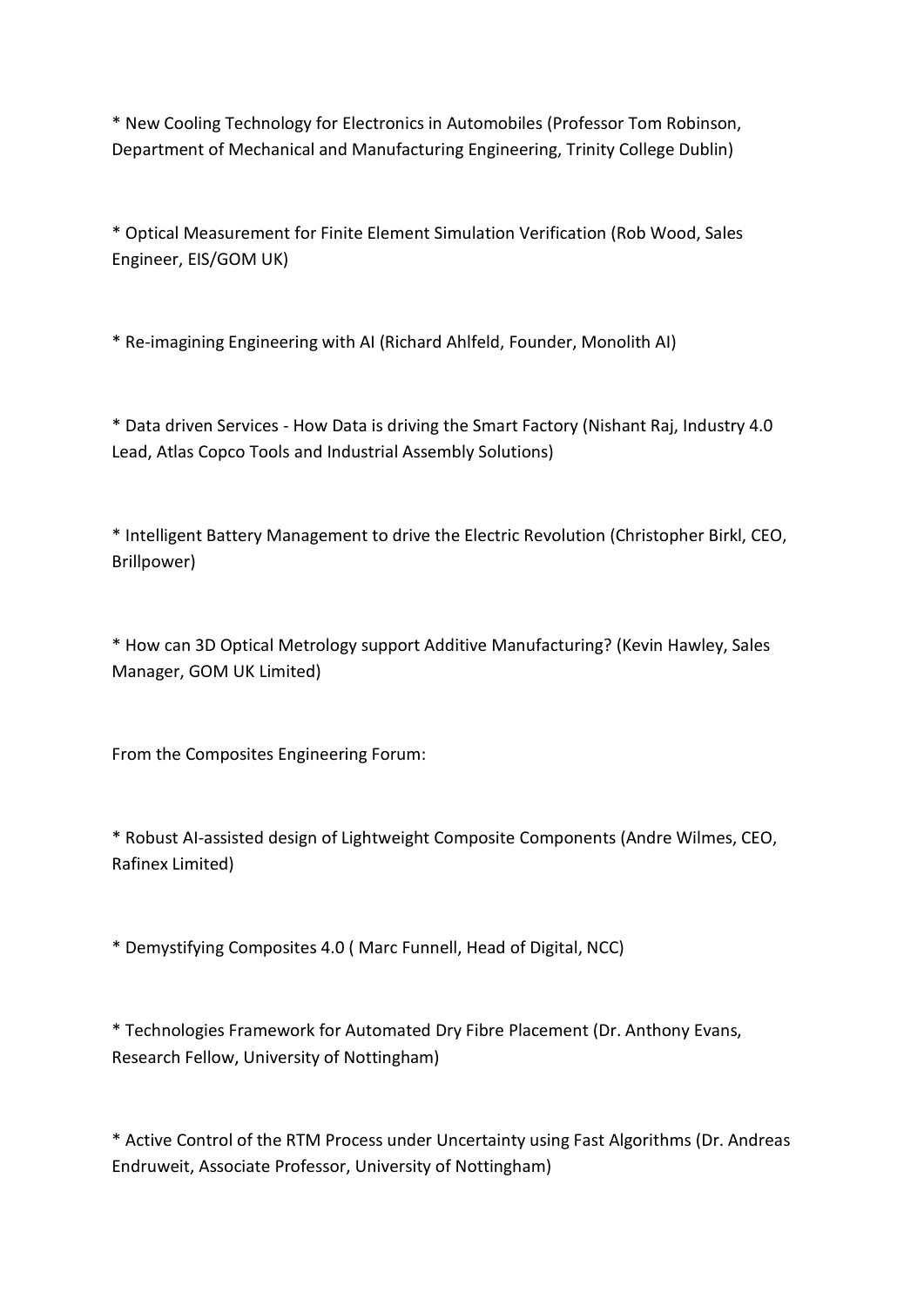* New Cooling Technology for Electronics in Automobiles (Professor Tom Robinson, Department of Mechanical and Manufacturing Engineering, Trinity College Dublin)

* Optical Measurement for Finite Element Simulation Verification (Rob Wood, Sales Engineer, EIS/GOM UK)

* Re-imagining Engineering with AI (Richard Ahlfeld, Founder, Monolith AI)

* Data driven Services - How Data is driving the Smart Factory (Nishant Raj, Industry 4.0 Lead, Atlas Copco Tools and Industrial Assembly Solutions)

* Intelligent Battery Management to drive the Electric Revolution (Christopher Birkl, CEO, Brillpower)

* How can 3D Optical Metrology support Additive Manufacturing? (Kevin Hawley, Sales Manager, GOM UK Limited)

From the Composites Engineering Forum:

* Robust AI-assisted design of Lightweight Composite Components (Andre Wilmes, CEO, Rafinex Limited)

* Demystifying Composites 4.0 ( Marc Funnell, Head of Digital, NCC)

* Technologies Framework for Automated Dry Fibre Placement (Dr. Anthony Evans, Research Fellow, University of Nottingham)

* Active Control of the RTM Process under Uncertainty using Fast Algorithms (Dr. Andreas Endruweit, Associate Professor, University of Nottingham)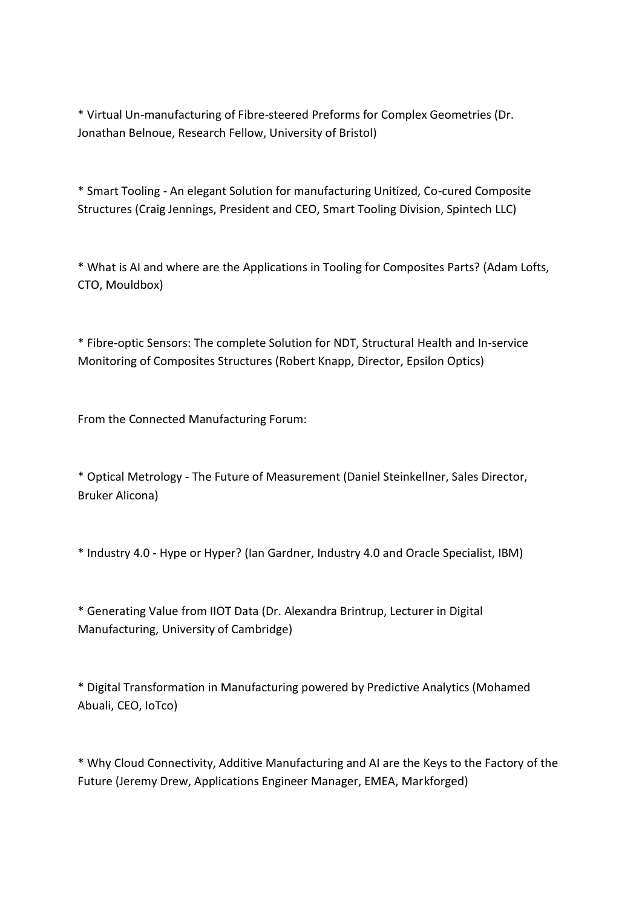* Virtual Un-manufacturing of Fibre-steered Preforms for Complex Geometries (Dr. Jonathan Belnoue, Research Fellow, University of Bristol)

* Smart Tooling - An elegant Solution for manufacturing Unitized, Co-cured Composite Structures (Craig Jennings, President and CEO, Smart Tooling Division, Spintech LLC)

* What is AI and where are the Applications in Tooling for Composites Parts? (Adam Lofts, CTO, Mouldbox)

* Fibre-optic Sensors: The complete Solution for NDT, Structural Health and In-service Monitoring of Composites Structures (Robert Knapp, Director, Epsilon Optics)

From the Connected Manufacturing Forum:

* Optical Metrology - The Future of Measurement (Daniel Steinkellner, Sales Director, Bruker Alicona)

* Industry 4.0 - Hype or Hyper? (Ian Gardner, Industry 4.0 and Oracle Specialist, IBM)

* Generating Value from IIOT Data (Dr. Alexandra Brintrup, Lecturer in Digital Manufacturing, University of Cambridge)

* Digital Transformation in Manufacturing powered by Predictive Analytics (Mohamed Abuali, CEO, IoTco)

* Why Cloud Connectivity, Additive Manufacturing and AI are the Keys to the Factory of the Future (Jeremy Drew, Applications Engineer Manager, EMEA, Markforged)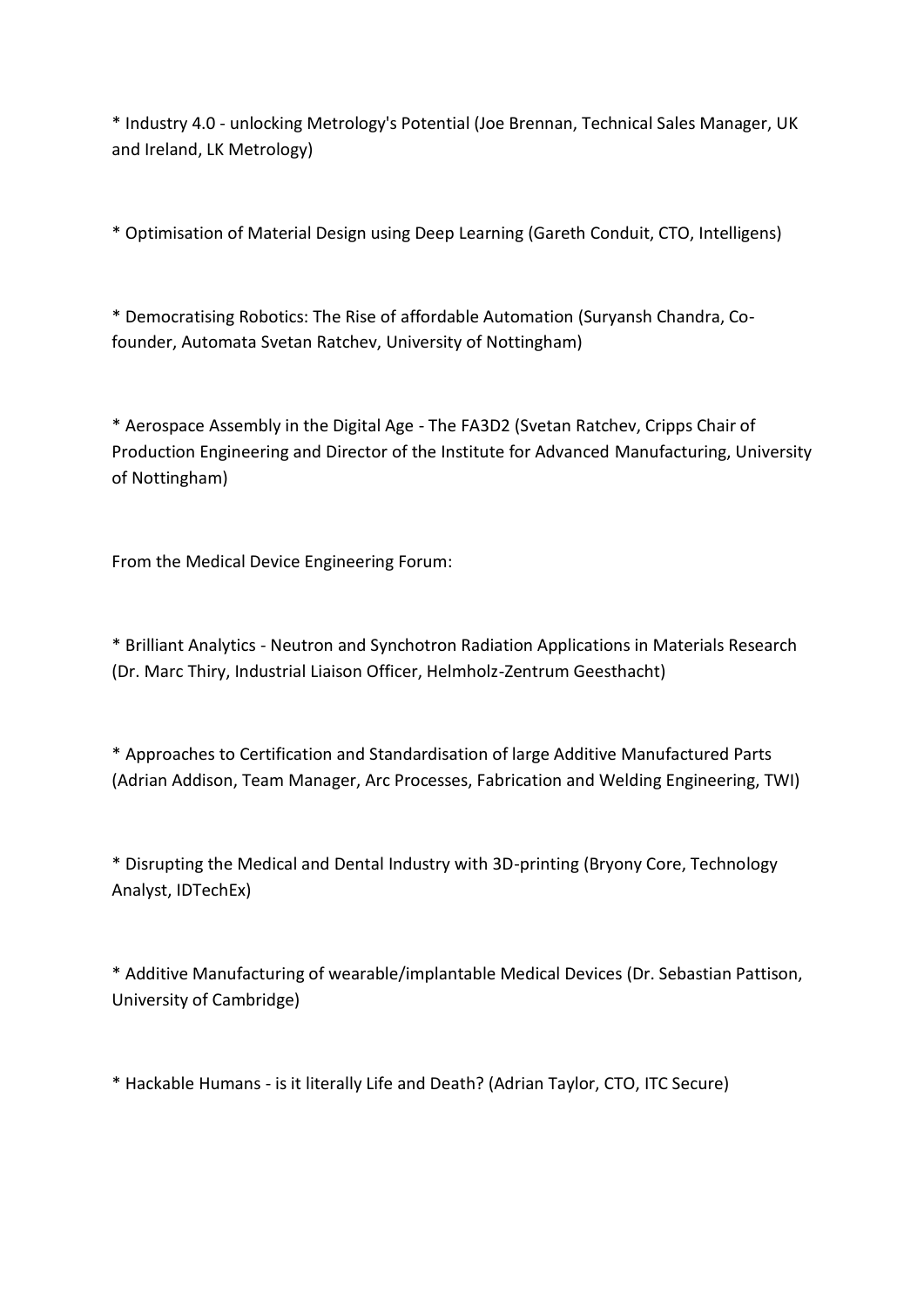* Industry 4.0 - unlocking Metrology's Potential (Joe Brennan, Technical Sales Manager, UK and Ireland, LK Metrology)

* Optimisation of Material Design using Deep Learning (Gareth Conduit, CTO, Intelligens)

* Democratising Robotics: The Rise of affordable Automation (Suryansh Chandra, Co-founder, Automata Svetan Ratchev, University of Nottingham)

* Aerospace Assembly in the Digital Age - The FA3D2 (Svetan Ratchev, Cripps Chair of Production Engineering and Director of the Institute for Advanced Manufacturing, University of Nottingham)

From the Medical Device Engineering Forum:

* Brilliant Analytics - Neutron and Synchotron Radiation Applications in Materials Research (Dr. Marc Thiry, Industrial Liaison Officer, Helmholz-Zentrum Geesthacht)

* Approaches to Certification and Standardisation of large Additive Manufactured Parts (Adrian Addison, Team Manager, Arc Processes, Fabrication and Welding Engineering, TWI)

* Disrupting the Medical and Dental Industry with 3D-printing (Bryony Core, Technology Analyst, IDTechEx)

* Additive Manufacturing of wearable/implantable Medical Devices (Dr. Sebastian Pattison, University of Cambridge)

* Hackable Humans - is it literally Life and Death? (Adrian Taylor, CTO, ITC Secure)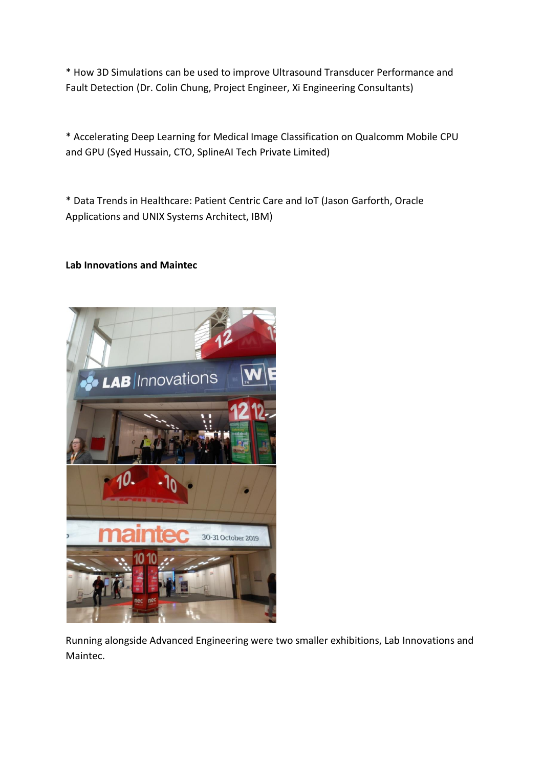* How 3D Simulations can be used to improve Ultrasound Transducer Performance and Fault Detection (Dr. Colin Chung, Project Engineer, Xi Engineering Consultants)

* Accelerating Deep Learning for Medical Image Classification on Qualcomm Mobile CPU and GPU (Syed Hussain, CTO, SplineAI Tech Private Limited)

* Data Trends in Healthcare: Patient Centric Care and IoT (Jason Garforth, Oracle Applications and UNIX Systems Architect, IBM)

**Lab Innovations and Maintec**

Running alongside Advanced Engineering were two smaller exhibitions, Lab Innovations and Maintec.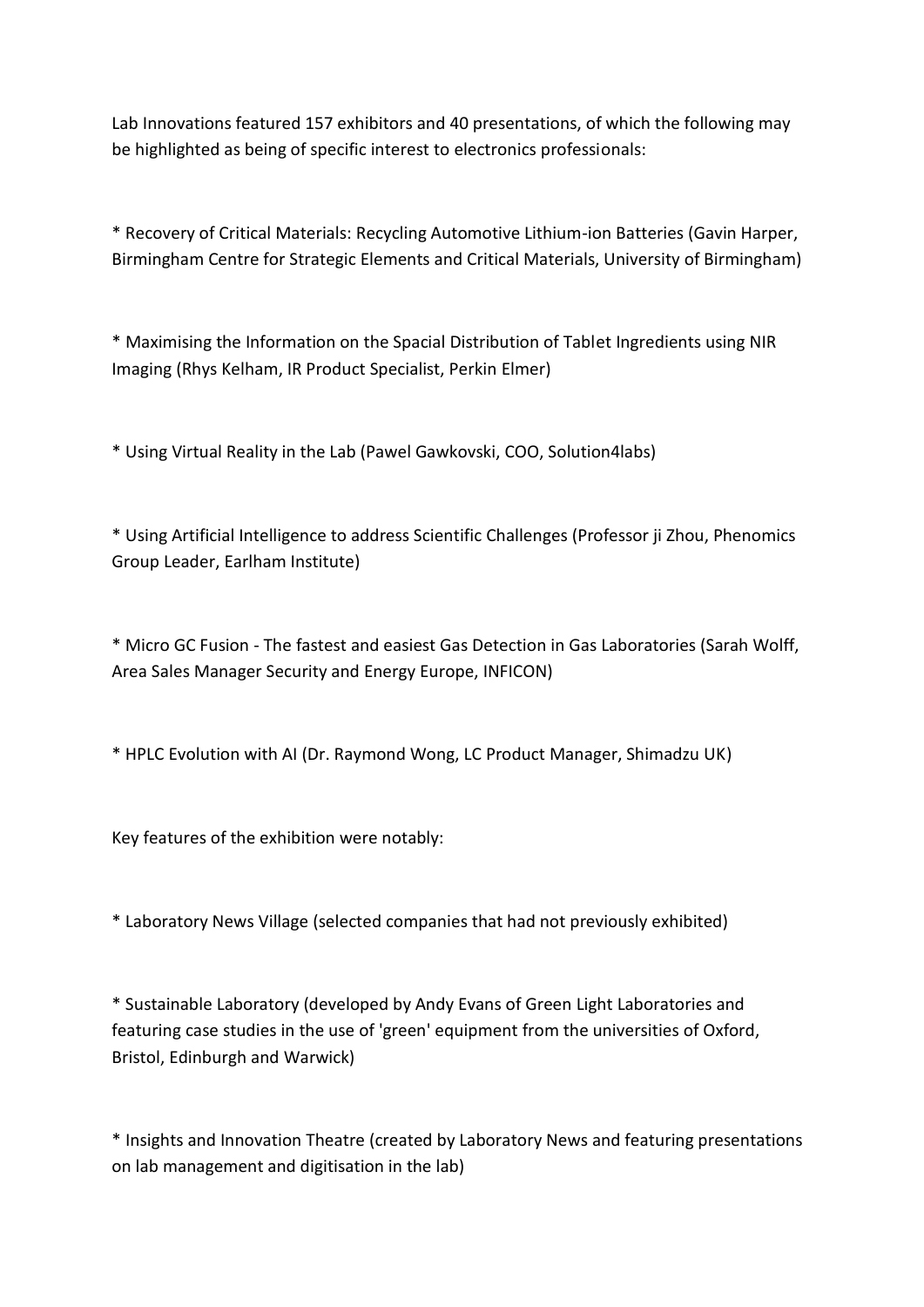Lab Innovations featured 157 exhibitors and 40 presentations, of which the following may be highlighted as being of specific interest to electronics professionals:

* Recovery of Critical Materials: Recycling Automotive Lithium-ion Batteries (Gavin Harper, Birmingham Centre for Strategic Elements and Critical Materials, University of Birmingham)

* Maximising the Information on the Spacial Distribution of Tablet Ingredients using NIR Imaging (Rhys Kelham, IR Product Specialist, Perkin Elmer)

* Using Virtual Reality in the Lab (Pawel Gawkovski, COO, Solution4labs)

* Using Artificial Intelligence to address Scientific Challenges (Professor ji Zhou, Phenomics Group Leader, Earlham Institute)

* Micro GC Fusion - The fastest and easiest Gas Detection in Gas Laboratories (Sarah Wolff, Area Sales Manager Security and Energy Europe, INFICON)

* HPLC Evolution with AI (Dr. Raymond Wong, LC Product Manager, Shimadzu UK)

Key features of the exhibition were notably:

* Laboratory News Village (selected companies that had not previously exhibited)

* Sustainable Laboratory (developed by Andy Evans of Green Light Laboratories and featuring case studies in the use of 'green' equipment from the universities of Oxford, Bristol, Edinburgh and Warwick)

* Insights and Innovation Theatre (created by Laboratory News and featuring presentations on lab management and digitisation in the lab)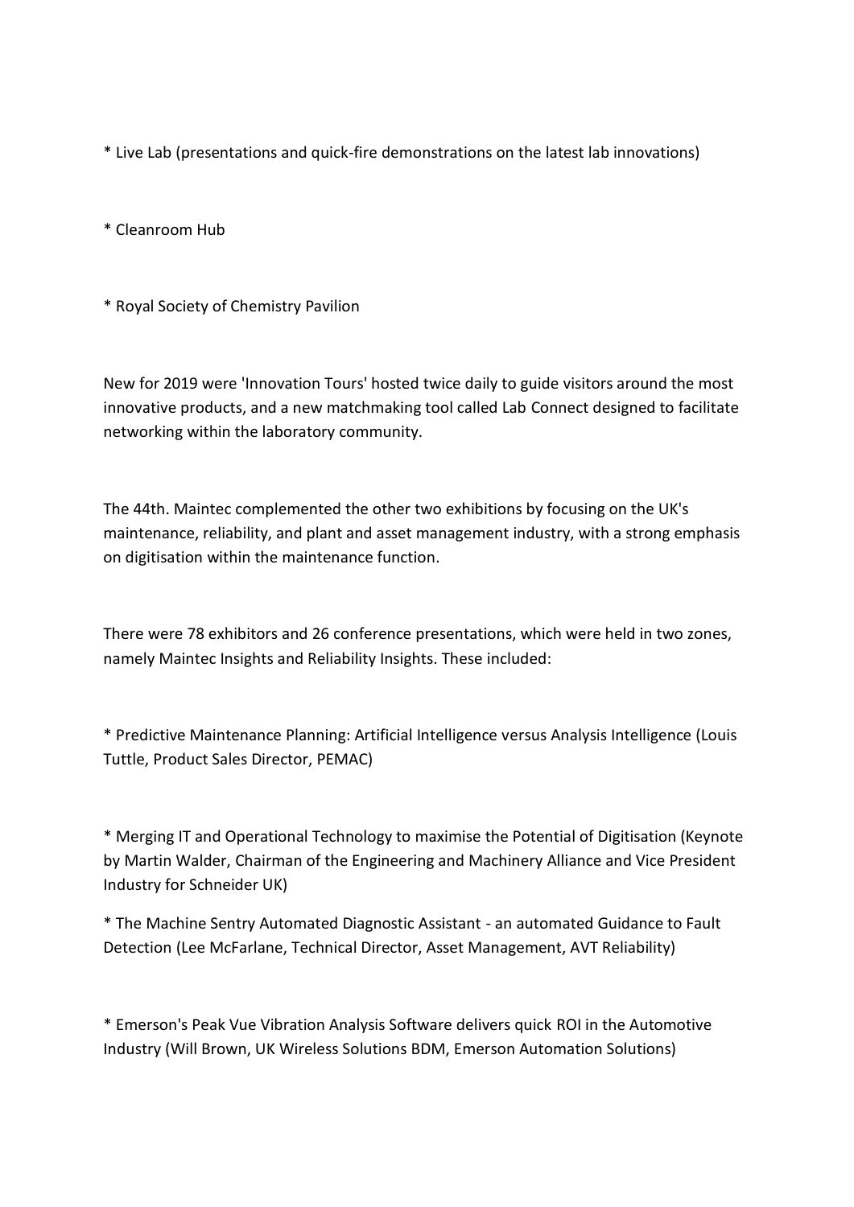* Live Lab (presentations and quick-fire demonstrations on the latest lab innovations)

* Cleanroom Hub

* Royal Society of Chemistry Pavilion

New for 2019 were 'Innovation Tours' hosted twice daily to guide visitors around the most innovative products, and a new matchmaking tool called Lab Connect designed to facilitate networking within the laboratory community.

The 44th. Maintec complemented the other two exhibitions by focusing on the UK's maintenance, reliability, and plant and asset management industry, with a strong emphasis on digitisation within the maintenance function.

There were 78 exhibitors and 26 conference presentations, which were held in two zones, namely Maintec Insights and Reliability Insights. These included:

* Predictive Maintenance Planning: Artificial Intelligence versus Analysis Intelligence (Louis Tuttle, Product Sales Director, PEMAC)

* Merging IT and Operational Technology to maximise the Potential of Digitisation (Keynote by Martin Walder, Chairman of the Engineering and Machinery Alliance and Vice President Industry for Schneider UK)

* The Machine Sentry Automated Diagnostic Assistant - an automated Guidance to Fault Detection (Lee McFarlane, Technical Director, Asset Management, AVT Reliability)

* Emerson's Peak Vue Vibration Analysis Software delivers quick ROI in the Automotive Industry (Will Brown, UK Wireless Solutions BDM, Emerson Automation Solutions)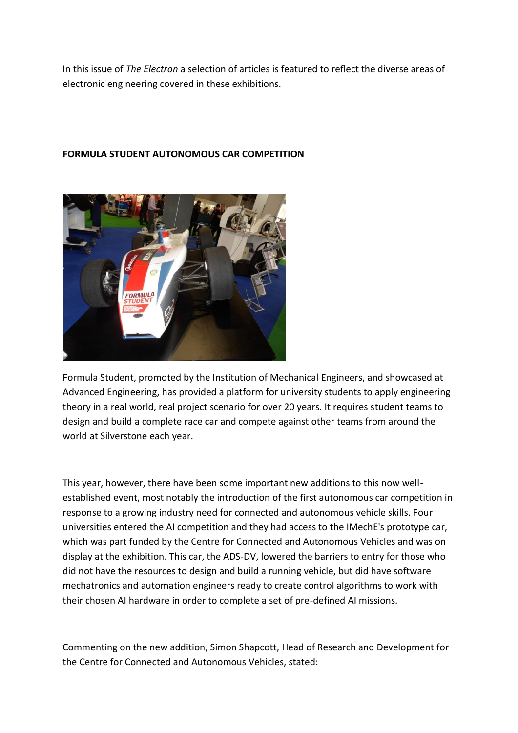In this issue of *The Electron* a selection of articles is featured to reflect the diverse areas of electronic engineering covered in these exhibitions.

**FORMULA STUDENT AUTONOMOUS CAR COMPETITION**

Formula Student, promoted by the Institution of Mechanical Engineers, and showcased at Advanced Engineering, has provided a platform for university students to apply engineering theory in a real world, real project scenario for over 20 years. It requires student teams to design and build a complete race car and compete against other teams from around the world at Silverstone each year.

This year, however, there have been some important new additions to this now well-established event, most notably the introduction of the first autonomous car competition in response to a growing industry need for connected and autonomous vehicle skills. Four universities entered the AI competition and they had access to the IMechE's prototype car, which was part funded by the Centre for Connected and Autonomous Vehicles and was on display at the exhibition. This car, the ADS-DV, lowered the barriers to entry for those who did not have the resources to design and build a running vehicle, but did have software mechatronics and automation engineers ready to create control algorithms to work with their chosen AI hardware in order to complete a set of pre-defined AI missions.

Commenting on the new addition, Simon Shapcott, Head of Research and Development for the Centre for Connected and Autonomous Vehicles, stated: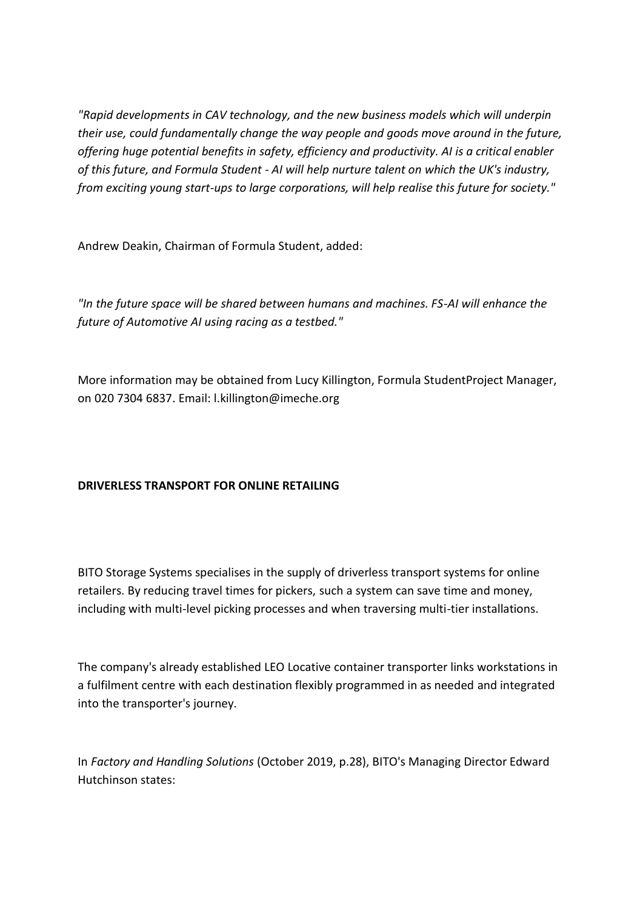*"Rapid developments in CAV technology, and the new business models which will underpin their use, could fundamentally change the way people and goods move around in the future, offering huge potential benefits in safety, efficiency and productivity. AI is a critical enabler of this future, and Formula Student - AI will help nurture talent on which the UK's industry, from exciting young start-ups to large corporations, will help realise this future for society."*

Andrew Deakin, Chairman of Formula Student, added:

*"In the future space will be shared between humans and machines. FS-AI will enhance the future of Automotive AI using racing as a testbed."*

More information may be obtained from Lucy Killington, Formula StudentProject Manager, on 020 7304 6837. Email: l.killington@imeche.org

**DRIVERLESS TRANSPORT FOR ONLINE RETAILING**

BITO Storage Systems specialises in the supply of driverless transport systems for online retailers. By reducing travel times for pickers, such a system can save time and money, including with multi-level picking processes and when traversing multi-tier installations.

The company's already established LEO Locative container transporter links workstations in a fulfilment centre with each destination flexibly programmed in as needed and integrated into the transporter's journey.

In *Factory and Handling Solutions* (October 2019, p.28), BITO's Managing Director Edward Hutchinson states: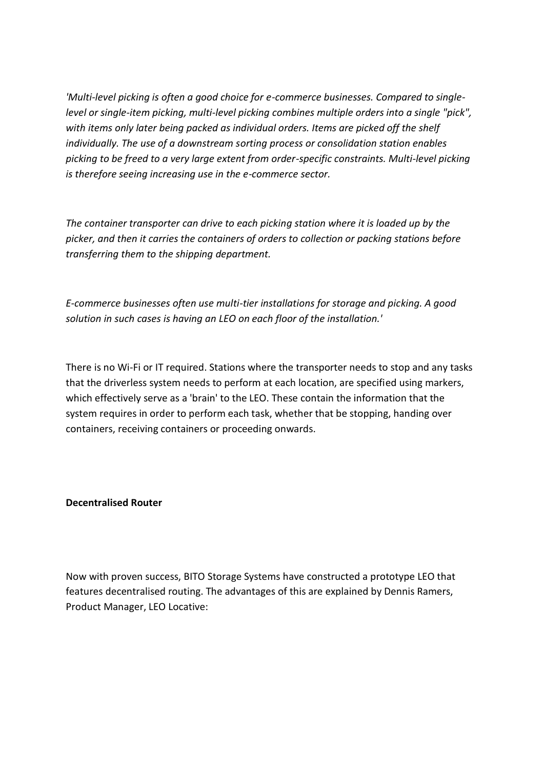*'Multi-level picking is often a good choice for e-commerce businesses. Compared to single-level or single-item picking, multi-level picking combines multiple orders into a single "pick", with items only later being packed as individual orders. Items are picked off the shelf individually. The use of a downstream sorting process or consolidation station enables picking to be freed to a very large extent from order-specific constraints. Multi-level picking is therefore seeing increasing use in the e-commerce sector.*

*The container transporter can drive to each picking station where it is loaded up by the picker, and then it carries the containers of orders to collection or packing stations before transferring them to the shipping department.*

*E-commerce businesses often use multi-tier installations for storage and picking. A good solution in such cases is having an LEO on each floor of the installation.'*

There is no Wi-Fi or IT required. Stations where the transporter needs to stop and any tasks that the driverless system needs to perform at each location, are specified using markers, which effectively serve as a 'brain' to the LEO. These contain the information that the system requires in order to perform each task, whether that be stopping, handing over containers, receiving containers or proceeding onwards.

**Decentralised Router**

Now with proven success, BITO Storage Systems have constructed a prototype LEO that features decentralised routing. The advantages of this are explained by Dennis Ramers, Product Manager, LEO Locative: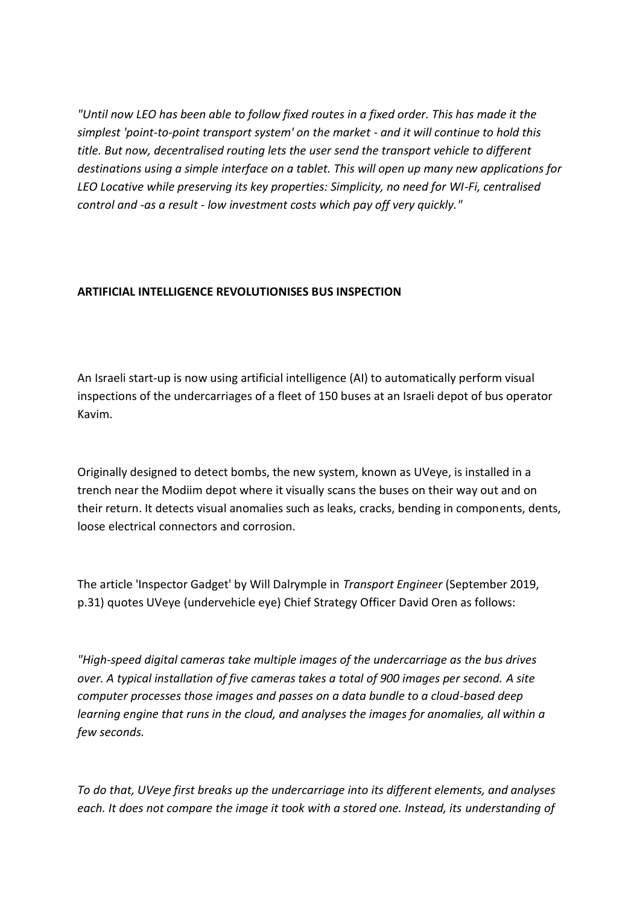*"Until now LEO has been able to follow fixed routes in a fixed order. This has made it the simplest 'point-to-point transport system' on the market - and it will continue to hold this title. But now, decentralised routing lets the user send the transport vehicle to different destinations using a simple interface on a tablet. This will open up many new applications for LEO Locative while preserving its key properties: Simplicity, no need for WI-Fi, centralised control and -as a result - low investment costs which pay off very quickly."*

**ARTIFICIAL INTELLIGENCE REVOLUTIONISES BUS INSPECTION**

An Israeli start-up is now using artificial intelligence (AI) to automatically perform visual inspections of the undercarriages of a fleet of 150 buses at an Israeli depot of bus operator Kavim.

Originally designed to detect bombs, the new system, known as UVeye, is installed in a trench near the Modiim depot where it visually scans the buses on their way out and on their return. It detects visual anomalies such as leaks, cracks, bending in components, dents, loose electrical connectors and corrosion.

The article 'Inspector Gadget' by Will Dalrymple in *Transport Engineer* (September 2019, p.31) quotes UVeye (undervehicle eye) Chief Strategy Officer David Oren as follows:

*"High-speed digital cameras take multiple images of the undercarriage as the bus drives over. A typical installation of five cameras takes a total of 900 images per second. A site computer processes those images and passes on a data bundle to a cloud-based deep learning engine that runs in the cloud, and analyses the images for anomalies, all within a few seconds.*

*To do that, UVeye first breaks up the undercarriage into its different elements, and analyses each. It does not compare the image it took with a stored one. Instead, its understanding of*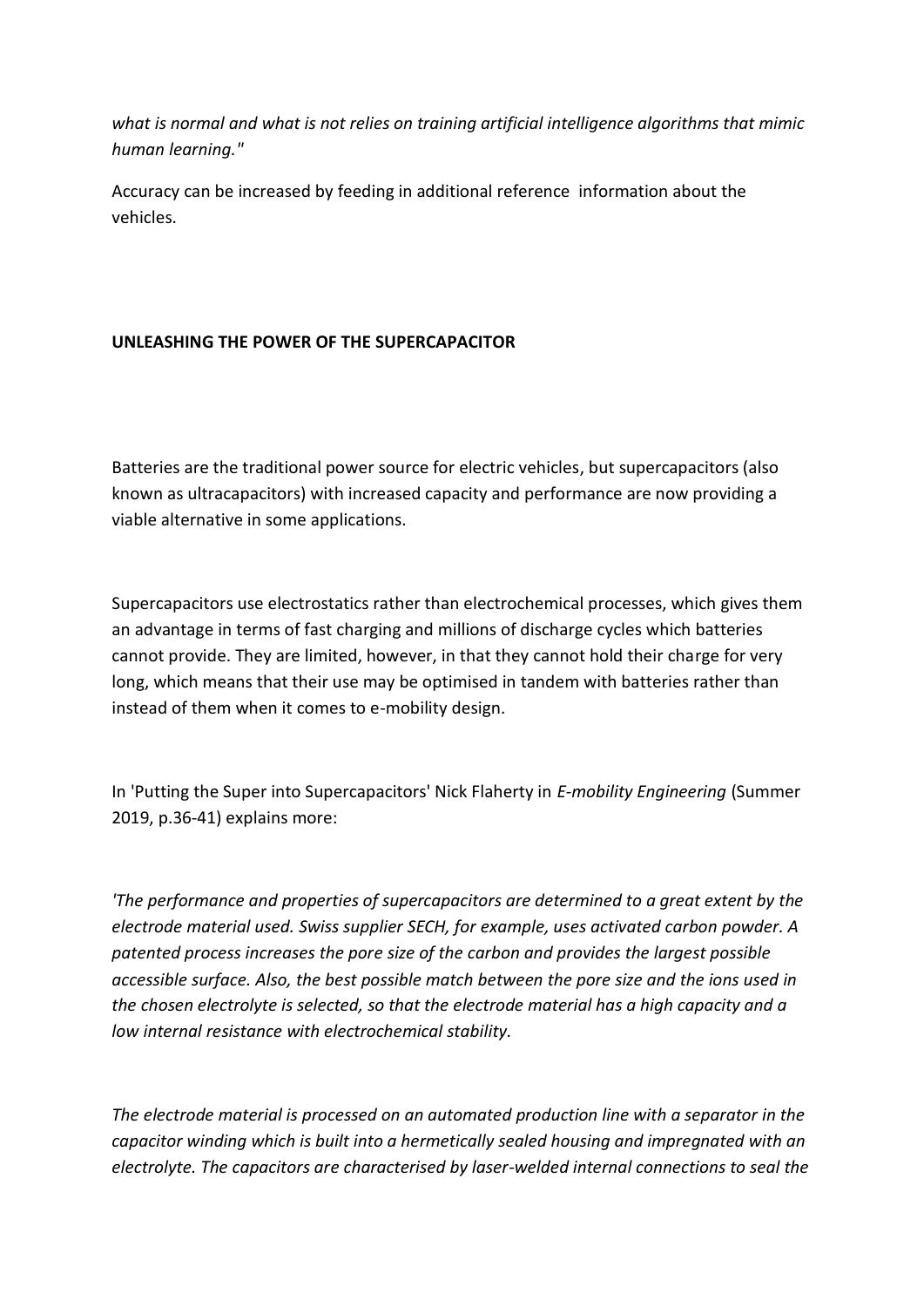*what is normal and what is not relies on training artificial intelligence algorithms that mimic human learning."*

Accuracy can be increased by feeding in additional reference information about the vehicles.

**UNLEASHING THE POWER OF THE SUPERCAPACITOR**

Batteries are the traditional power source for electric vehicles, but supercapacitors (also known as ultracapacitors) with increased capacity and performance are now providing a viable alternative in some applications.

Supercapacitors use electrostatics rather than electrochemical processes, which gives them an advantage in terms of fast charging and millions of discharge cycles which batteries cannot provide. They are limited, however, in that they cannot hold their charge for very long, which means that their use may be optimised in tandem with batteries rather than instead of them when it comes to e-mobility design.

In 'Putting the Super into Supercapacitors' Nick Flaherty in *E-mobility Engineering* (Summer 2019, p.36-41) explains more:

*'The performance and properties of supercapacitors are determined to a great extent by the electrode material used. Swiss supplier SECH, for example, uses activated carbon powder. A patented process increases the pore size of the carbon and provides the largest possible accessible surface. Also, the best possible match between the pore size and the ions used in the chosen electrolyte is selected, so that the electrode material has a high capacity and a low internal resistance with electrochemical stability.*

*The electrode material is processed on an automated production line with a separator in the capacitor winding which is built into a hermetically sealed housing and impregnated with an electrolyte. The capacitors are characterised by laser-welded internal connections to seal the*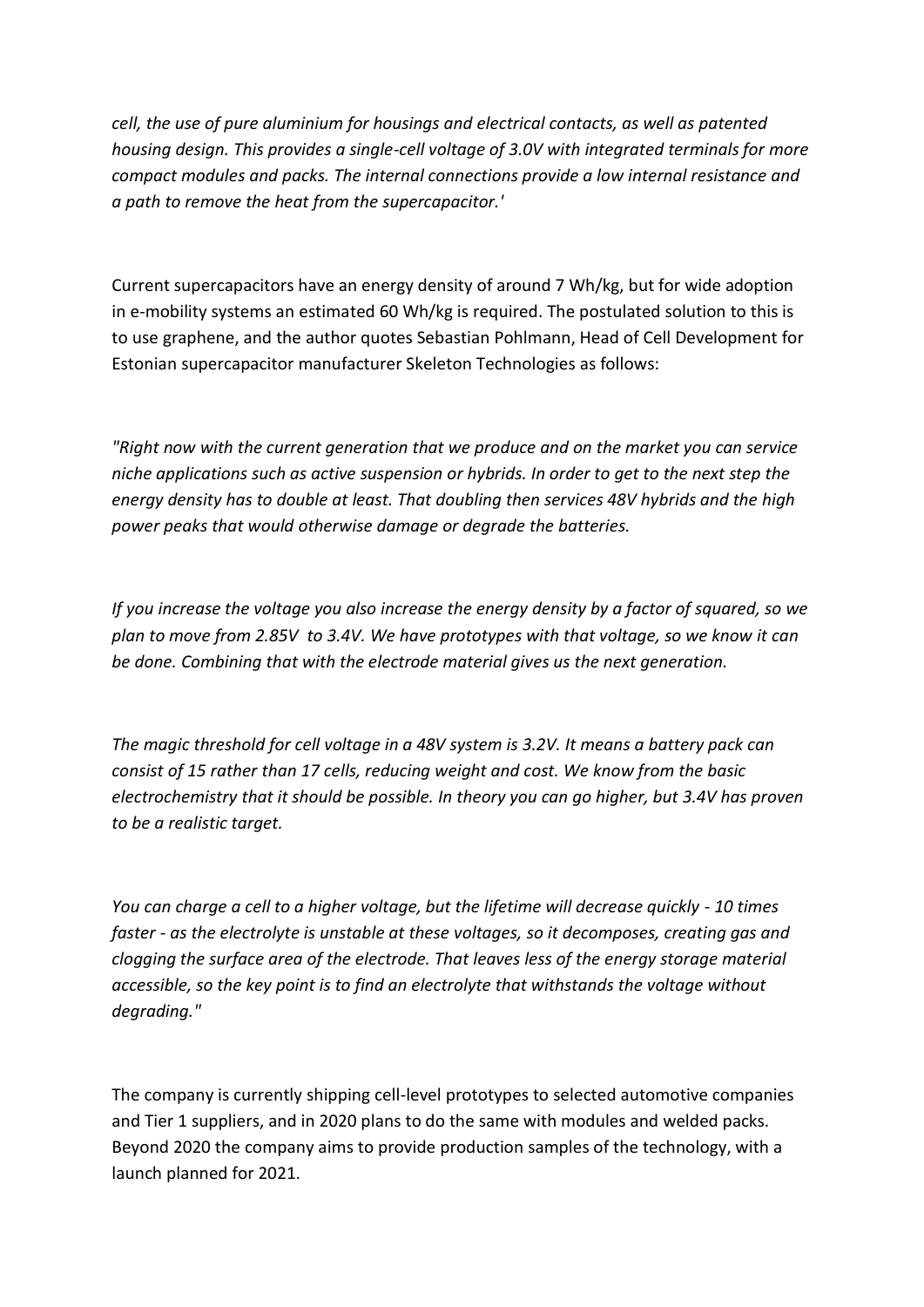*cell, the use of pure aluminium for housings and electrical contacts, as well as patented housing design. This provides a single-cell voltage of 3.0V with integrated terminals for more compact modules and packs. The internal connections provide a low internal resistance and a path to remove the heat from the supercapacitor.'*

Current supercapacitors have an energy density of around 7 Wh/kg, but for wide adoption in e-mobility systems an estimated 60 Wh/kg is required. The postulated solution to this is to use graphene, and the author quotes Sebastian Pohlmann, Head of Cell Development for Estonian supercapacitor manufacturer Skeleton Technologies as follows:

*"Right now with the current generation that we produce and on the market you can service niche applications such as active suspension or hybrids. In order to get to the next step the energy density has to double at least. That doubling then services 48V hybrids and the high power peaks that would otherwise damage or degrade the batteries.*

*If you increase the voltage you also increase the energy density by a factor of squared, so we plan to move from 2.85V to 3.4V. We have prototypes with that voltage, so we know it can be done. Combining that with the electrode material gives us the next generation.*

*The magic threshold for cell voltage in a 48V system is 3.2V. It means a battery pack can consist of 15 rather than 17 cells, reducing weight and cost. We know from the basic electrochemistry that it should be possible. In theory you can go higher, but 3.4V has proven to be a realistic target.*

*You can charge a cell to a higher voltage, but the lifetime will decrease quickly - 10 times faster - as the electrolyte is unstable at these voltages, so it decomposes, creating gas and clogging the surface area of the electrode. That leaves less of the energy storage material accessible, so the key point is to find an electrolyte that withstands the voltage without degrading."*

The company is currently shipping cell-level prototypes to selected automotive companies and Tier 1 suppliers, and in 2020 plans to do the same with modules and welded packs. Beyond 2020 the company aims to provide production samples of the technology, with a launch planned for 2021.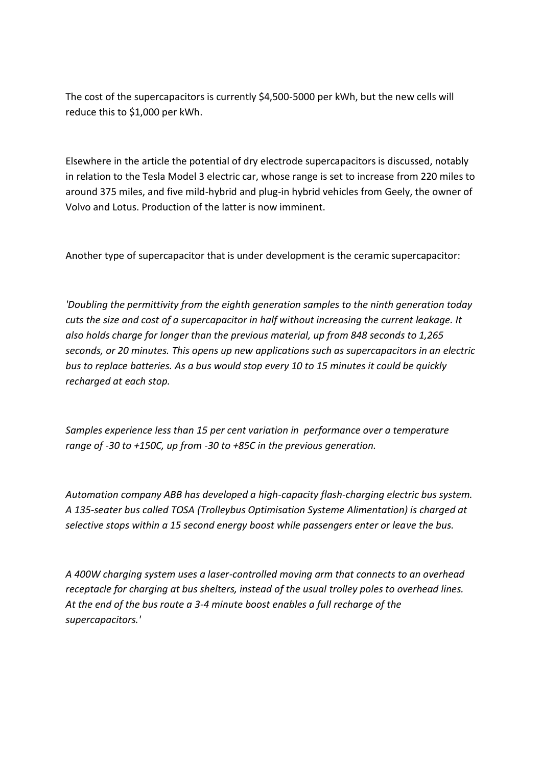The cost of the supercapacitors is currently $4,500-5000 per kWh, but the new cells will reduce this to $1,000 per kWh.

Elsewhere in the article the potential of dry electrode supercapacitors is discussed, notably in relation to the Tesla Model 3 electric car, whose range is set to increase from 220 miles to around 375 miles, and five mild-hybrid and plug-in hybrid vehicles from Geely, the owner of Volvo and Lotus. Production of the latter is now imminent.

Another type of supercapacitor that is under development is the ceramic supercapacitor:

*'Doubling the permittivity from the eighth generation samples to the ninth generation today cuts the size and cost of a supercapacitor in half without increasing the current leakage. It also holds charge for longer than the previous material, up from 848 seconds to 1,265 seconds, or 20 minutes. This opens up new applications such as supercapacitors in an electric bus to replace batteries. As a bus would stop every 10 to 15 minutes it could be quickly recharged at each stop.*

*Samples experience less than 15 per cent variation in performance over a temperature range of -30 to +150C, up from -30 to +85C in the previous generation.*

*Automation company ABB has developed a high-capacity flash-charging electric bus system. A 135-seater bus called TOSA (Trolleybus Optimisation Systeme Alimentation) is charged at selective stops within a 15 second energy boost while passengers enter or leave the bus.*

*A 400W charging system uses a laser-controlled moving arm that connects to an overhead receptacle for charging at bus shelters, instead of the usual trolley poles to overhead lines. At the end of the bus route a 3-4 minute boost enables a full recharge of the supercapacitors.'*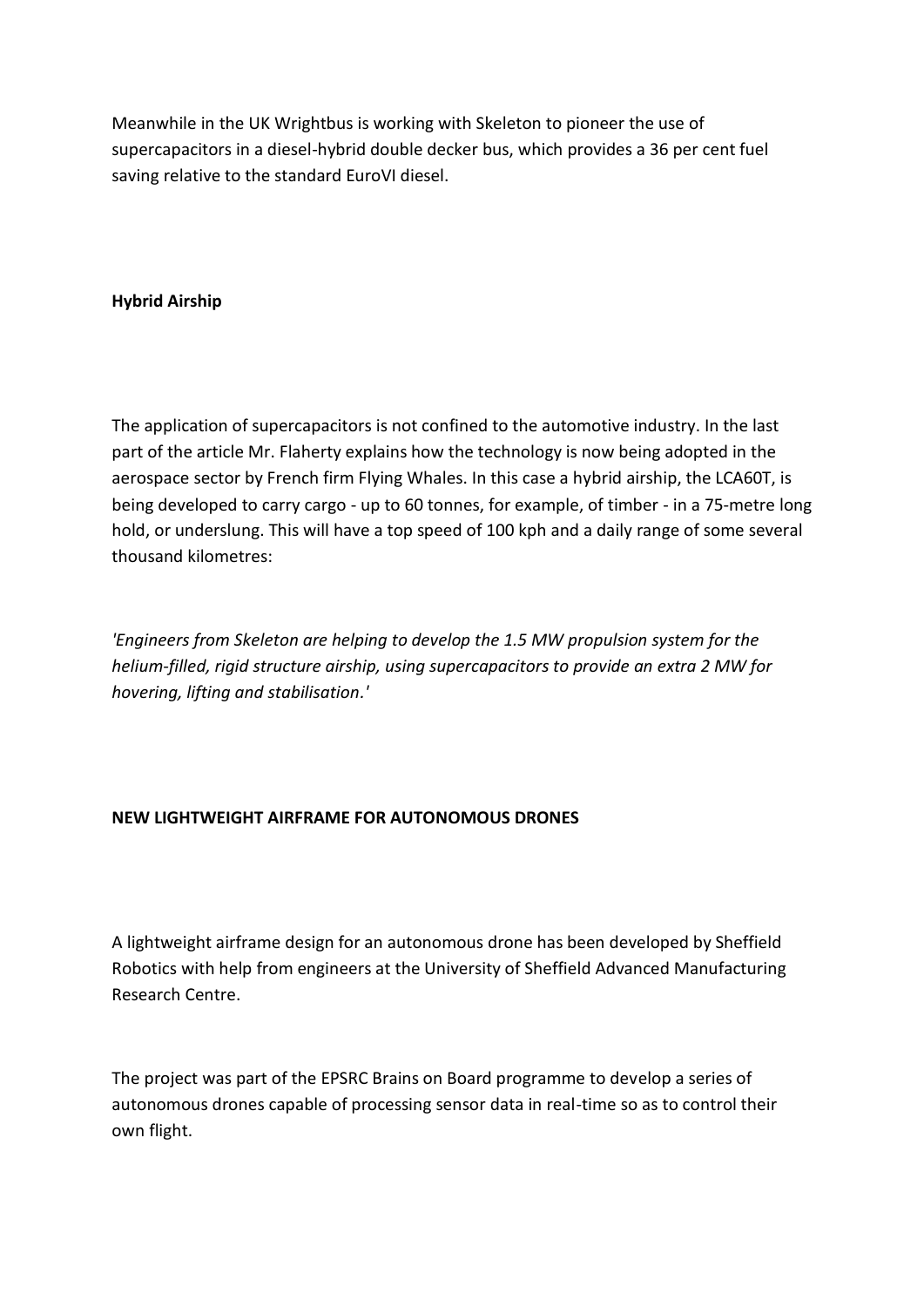Meanwhile in the UK Wrightbus is working with Skeleton to pioneer the use of supercapacitors in a diesel-hybrid double decker bus, which provides a 36 per cent fuel saving relative to the standard EuroVI diesel.

**Hybrid Airship**

The application of supercapacitors is not confined to the automotive industry. In the last part of the article Mr. Flaherty explains how the technology is now being adopted in the aerospace sector by French firm Flying Whales. In this case a hybrid airship, the LCA60T, is being developed to carry cargo - up to 60 tonnes, for example, of timber - in a 75-metre long hold, or underslung. This will have a top speed of 100 kph and a daily range of some several thousand kilometres:

*'Engineers from Skeleton are helping to develop the 1.5 MW propulsion system for the helium-filled, rigid structure airship, using supercapacitors to provide an extra 2 MW for hovering, lifting and stabilisation.'*

**NEW LIGHTWEIGHT AIRFRAME FOR AUTONOMOUS DRONES**

A lightweight airframe design for an autonomous drone has been developed by Sheffield Robotics with help from engineers at the University of Sheffield Advanced Manufacturing Research Centre.

The project was part of the EPSRC Brains on Board programme to develop a series of autonomous drones capable of processing sensor data in real-time so as to control their own flight.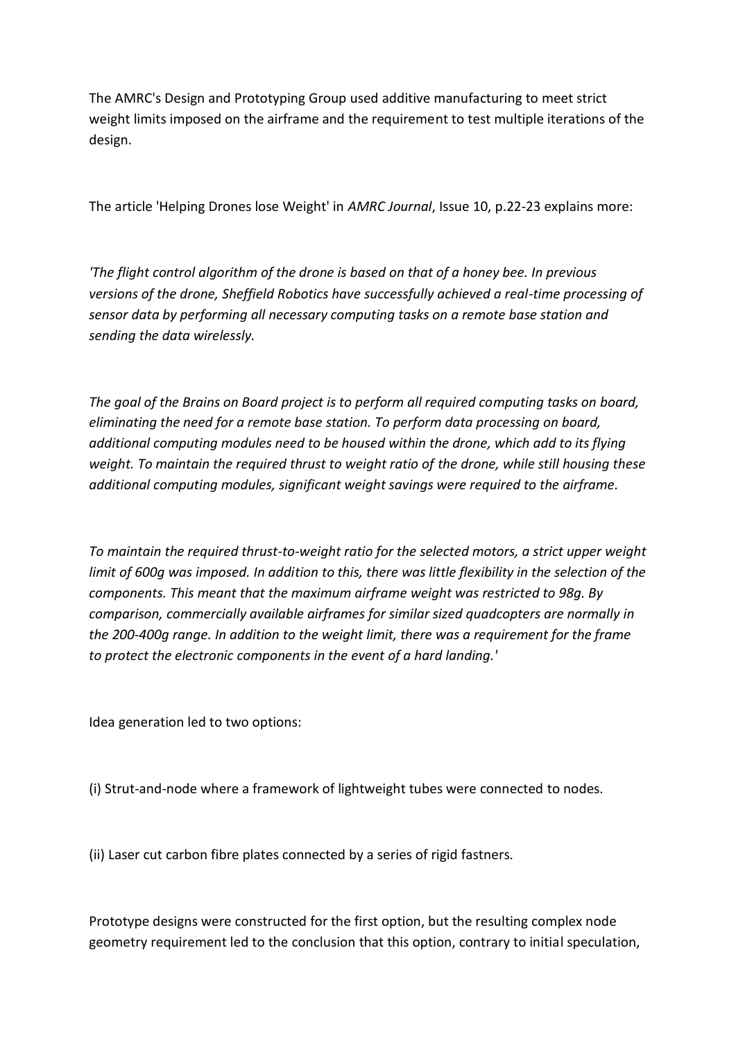The AMRC's Design and Prototyping Group used additive manufacturing to meet strict weight limits imposed on the airframe and the requirement to test multiple iterations of the design.

The article 'Helping Drones lose Weight' in *AMRC Journal*, Issue 10, p.22-23 explains more:

*'The flight control algorithm of the drone is based on that of a honey bee. In previous versions of the drone, Sheffield Robotics have successfully achieved a real-time processing of sensor data by performing all necessary computing tasks on a remote base station and sending the data wirelessly.*

*The goal of the Brains on Board project is to perform all required computing tasks on board, eliminating the need for a remote base station. To perform data processing on board, additional computing modules need to be housed within the drone, which add to its flying weight. To maintain the required thrust to weight ratio of the drone, while still housing these additional computing modules, significant weight savings were required to the airframe.*

*To maintain the required thrust-to-weight ratio for the selected motors, a strict upper weight limit of 600g was imposed. In addition to this, there was little flexibility in the selection of the components. This meant that the maximum airframe weight was restricted to 98g. By comparison, commercially available airframes for similar sized quadcopters are normally in the 200-400g range. In addition to the weight limit, there was a requirement for the frame to protect the electronic components in the event of a hard landing.'*

Idea generation led to two options:

(i) Strut-and-node where a framework of lightweight tubes were connected to nodes.

(ii) Laser cut carbon fibre plates connected by a series of rigid fastners.

Prototype designs were constructed for the first option, but the resulting complex node geometry requirement led to the conclusion that this option, contrary to initial speculation,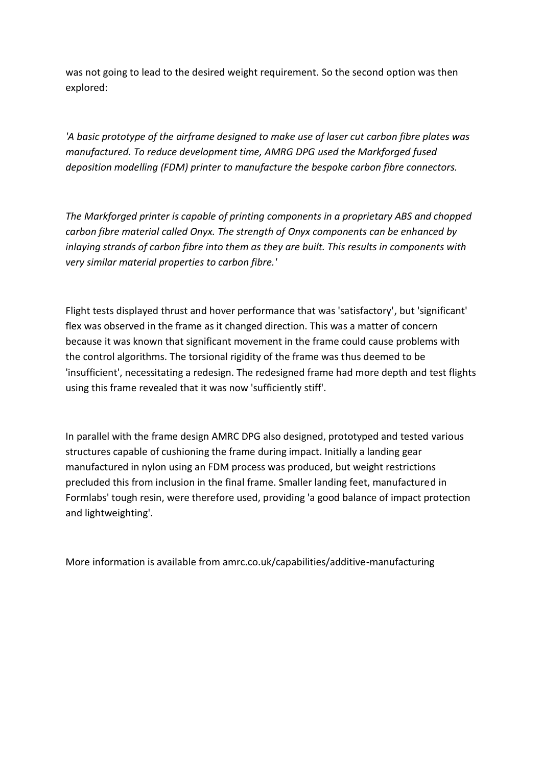was not going to lead to the desired weight requirement. So the second option was then explored:

*'A basic prototype of the airframe designed to make use of laser cut carbon fibre plates was manufactured. To reduce development time, AMRG DPG used the Markforged fused deposition modelling (FDM) printer to manufacture the bespoke carbon fibre connectors.*

*The Markforged printer is capable of printing components in a proprietary ABS and chopped carbon fibre material called Onyx. The strength of Onyx components can be enhanced by inlaying strands of carbon fibre into them as they are built. This results in components with very similar material properties to carbon fibre.'*

Flight tests displayed thrust and hover performance that was 'satisfactory', but 'significant' flex was observed in the frame as it changed direction. This was a matter of concern because it was known that significant movement in the frame could cause problems with the control algorithms. The torsional rigidity of the frame was thus deemed to be 'insufficient', necessitating a redesign. The redesigned frame had more depth and test flights using this frame revealed that it was now 'sufficiently stiff'.

In parallel with the frame design AMRC DPG also designed, prototyped and tested various structures capable of cushioning the frame during impact. Initially a landing gear manufactured in nylon using an FDM process was produced, but weight restrictions precluded this from inclusion in the final frame. Smaller landing feet, manufactured in Formlabs' tough resin, were therefore used, providing 'a good balance of impact protection and lightweighting'.

More information is available from amrc.co.uk/capabilities/additive-manufacturing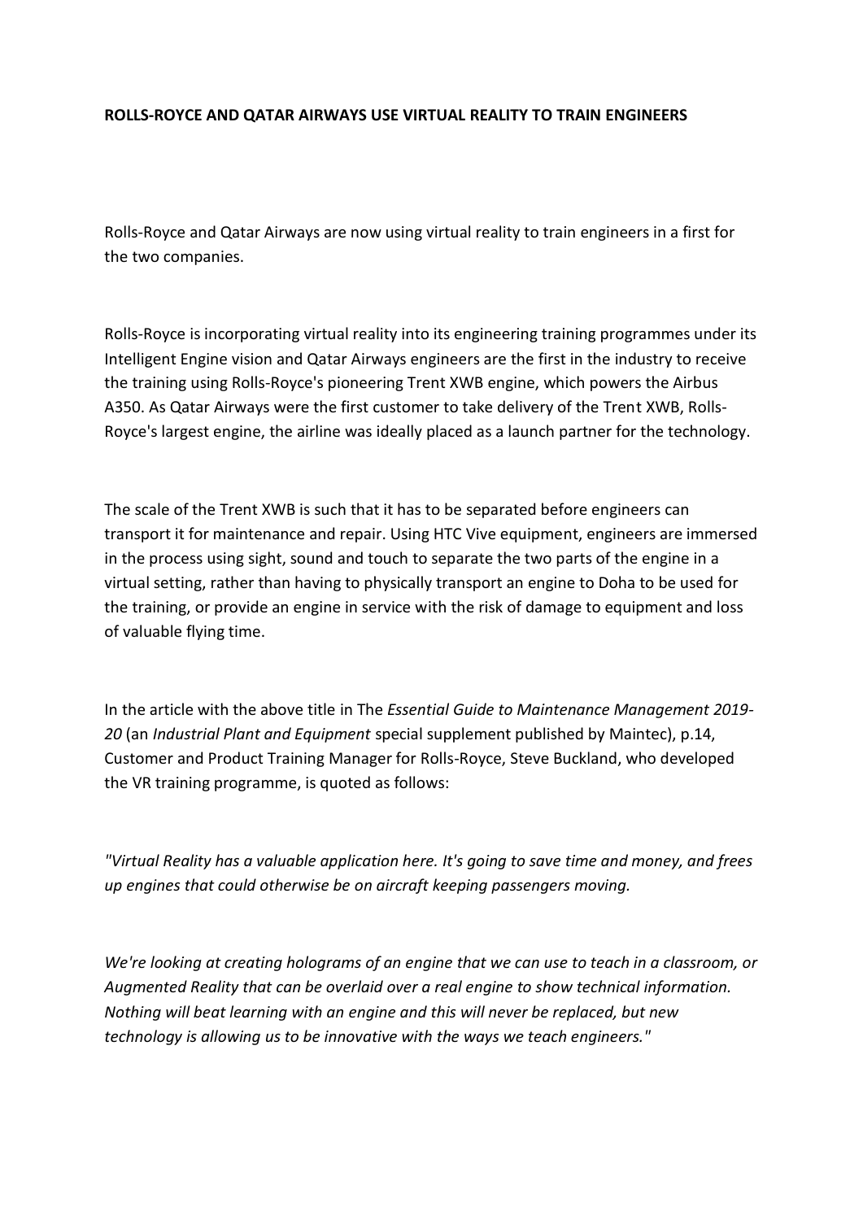**ROLLS-ROYCE AND QATAR AIRWAYS USE VIRTUAL REALITY TO TRAIN ENGINEERS**

Rolls-Royce and Qatar Airways are now using virtual reality to train engineers in a first for the two companies.

Rolls-Royce is incorporating virtual reality into its engineering training programmes under its Intelligent Engine vision and Qatar Airways engineers are the first in the industry to receive the training using Rolls-Royce's pioneering Trent XWB engine, which powers the Airbus A350. As Qatar Airways were the first customer to take delivery of the Trent XWB, Rolls-Royce's largest engine, the airline was ideally placed as a launch partner for the technology.

The scale of the Trent XWB is such that it has to be separated before engineers can transport it for maintenance and repair. Using HTC Vive equipment, engineers are immersed in the process using sight, sound and touch to separate the two parts of the engine in a virtual setting, rather than having to physically transport an engine to Doha to be used for the training, or provide an engine in service with the risk of damage to equipment and loss of valuable flying time.

In the article with the above title in The *Essential Guide to Maintenance Management 2019-20* (an *Industrial Plant and Equipment* special supplement published by Maintec), p.14, Customer and Product Training Manager for Rolls-Royce, Steve Buckland, who developed the VR training programme, is quoted as follows:

*"Virtual Reality has a valuable application here. It's going to save time and money, and frees up engines that could otherwise be on aircraft keeping passengers moving.*

*We're looking at creating holograms of an engine that we can use to teach in a classroom, or Augmented Reality that can be overlaid over a real engine to show technical information. Nothing will beat learning with an engine and this will never be replaced, but new technology is allowing us to be innovative with the ways we teach engineers."*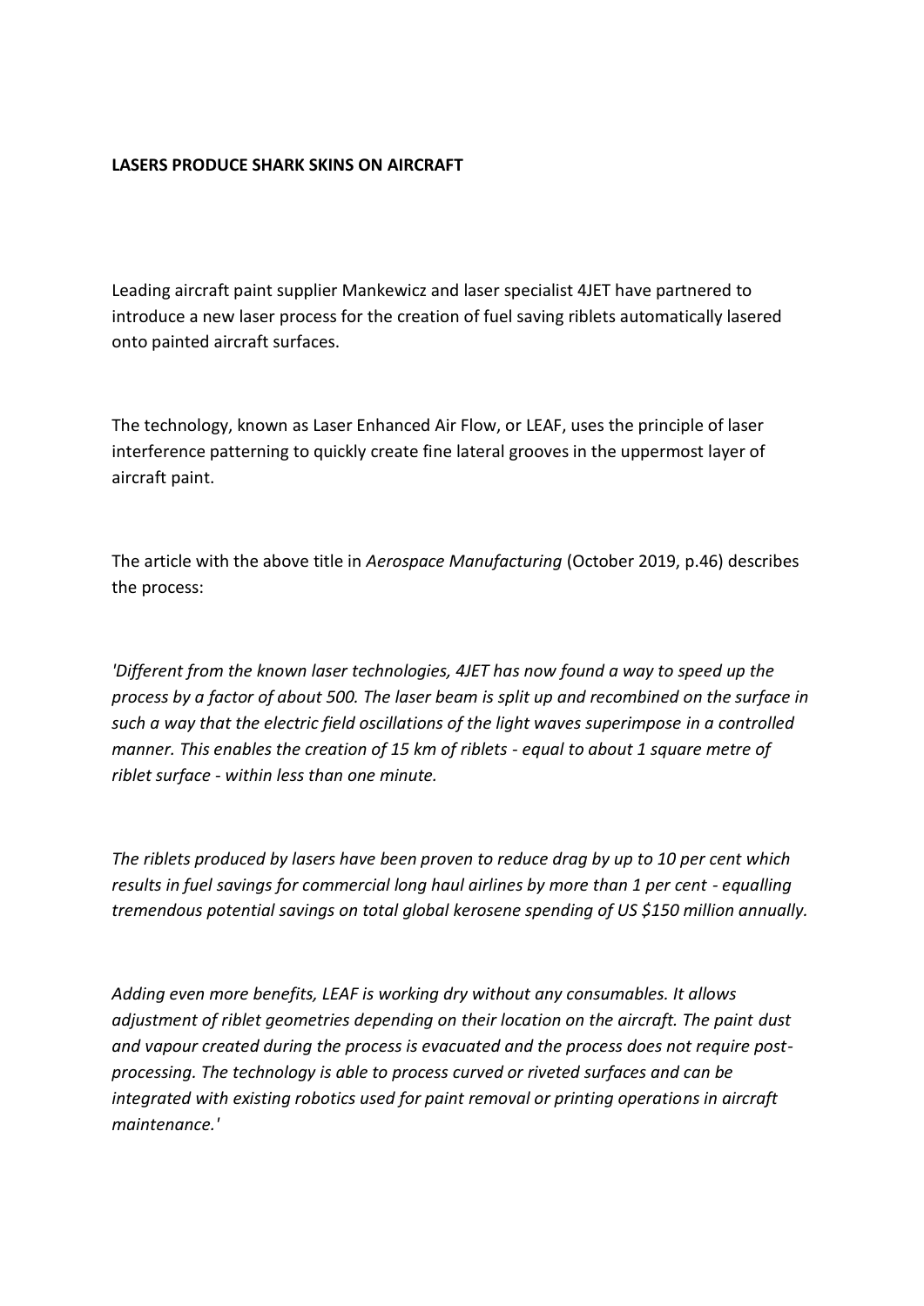**LASERS PRODUCE SHARK SKINS ON AIRCRAFT**

Leading aircraft paint supplier Mankewicz and laser specialist 4JET have partnered to introduce a new laser process for the creation of fuel saving riblets automatically lasered onto painted aircraft surfaces.

The technology, known as Laser Enhanced Air Flow, or LEAF, uses the principle of laser interference patterning to quickly create fine lateral grooves in the uppermost layer of aircraft paint.

The article with the above title in *Aerospace Manufacturing* (October 2019, p.46) describes the process:

*'Different from the known laser technologies, 4JET has now found a way to speed up the process by a factor of about 500. The laser beam is split up and recombined on the surface in such a way that the electric field oscillations of the light waves superimpose in a controlled manner. This enables the creation of 15 km of riblets - equal to about 1 square metre of riblet surface - within less than one minute.*

*The riblets produced by lasers have been proven to reduce drag by up to 10 per cent which results in fuel savings for commercial long haul airlines by more than 1 per cent - equalling tremendous potential savings on total global kerosene spending of US $150 million annually.*

*Adding even more benefits, LEAF is working dry without any consumables. It allows adjustment of riblet geometries depending on their location on the aircraft. The paint dust and vapour created during the process is evacuated and the process does not require post-processing. The technology is able to process curved or riveted surfaces and can be integrated with existing robotics used for paint removal or printing operations in aircraft maintenance.'*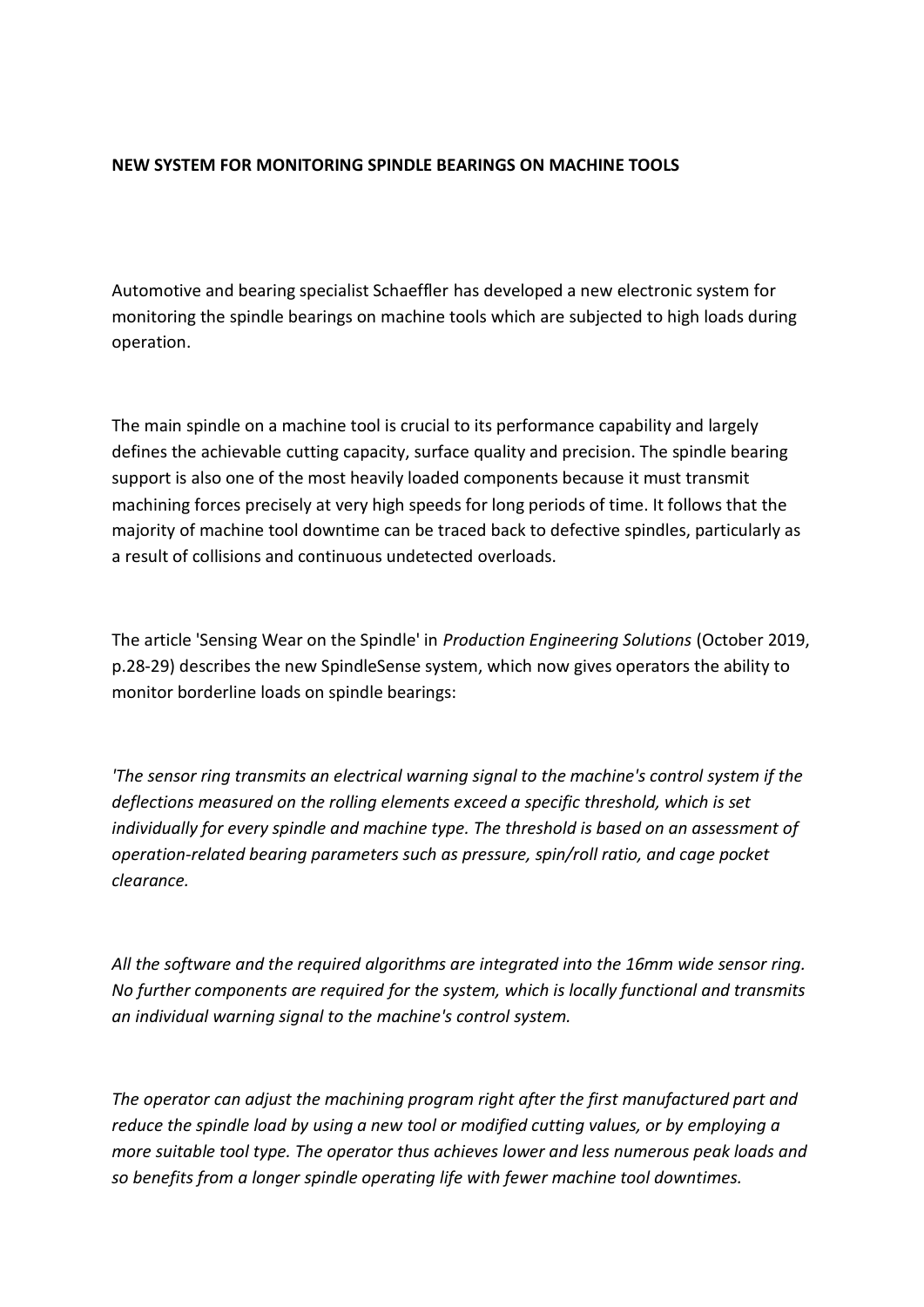**NEW SYSTEM FOR MONITORING SPINDLE BEARINGS ON MACHINE TOOLS**

Automotive and bearing specialist Schaeffler has developed a new electronic system for monitoring the spindle bearings on machine tools which are subjected to high loads during operation.

The main spindle on a machine tool is crucial to its performance capability and largely defines the achievable cutting capacity, surface quality and precision. The spindle bearing support is also one of the most heavily loaded components because it must transmit machining forces precisely at very high speeds for long periods of time. It follows that the majority of machine tool downtime can be traced back to defective spindles, particularly as a result of collisions and continuous undetected overloads.

The article 'Sensing Wear on the Spindle' in *Production Engineering Solutions* (October 2019, p.28-29) describes the new SpindleSense system, which now gives operators the ability to monitor borderline loads on spindle bearings:

*'The sensor ring transmits an electrical warning signal to the machine's control system if the deflections measured on the rolling elements exceed a specific threshold, which is set individually for every spindle and machine type. The threshold is based on an assessment of operation-related bearing parameters such as pressure, spin/roll ratio, and cage pocket clearance.*

*All the software and the required algorithms are integrated into the 16mm wide sensor ring. No further components are required for the system, which is locally functional and transmits an individual warning signal to the machine's control system.*

*The operator can adjust the machining program right after the first manufactured part and reduce the spindle load by using a new tool or modified cutting values, or by employing a more suitable tool type. The operator thus achieves lower and less numerous peak loads and so benefits from a longer spindle operating life with fewer machine tool downtimes.*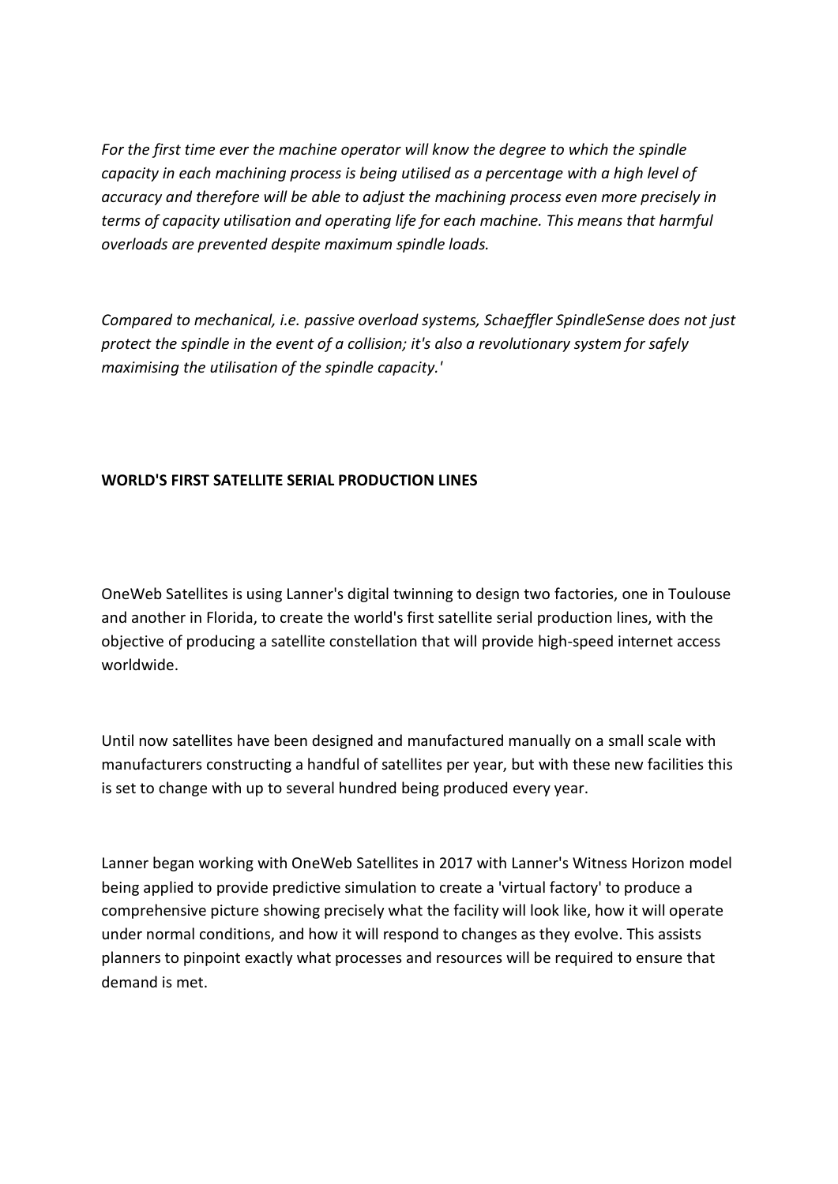*For the first time ever the machine operator will know the degree to which the spindle capacity in each machining process is being utilised as a percentage with a high level of accuracy and therefore will be able to adjust the machining process even more precisely in terms of capacity utilisation and operating life for each machine. This means that harmful overloads are prevented despite maximum spindle loads.*

*Compared to mechanical, i.e. passive overload systems, Schaeffler SpindleSense does not just protect the spindle in the event of a collision; it's also a revolutionary system for safely maximising the utilisation of the spindle capacity.'*

**WORLD'S FIRST SATELLITE SERIAL PRODUCTION LINES**

OneWeb Satellites is using Lanner's digital twinning to design two factories, one in Toulouse and another in Florida, to create the world's first satellite serial production lines, with the objective of producing a satellite constellation that will provide high-speed internet access worldwide.

Until now satellites have been designed and manufactured manually on a small scale with manufacturers constructing a handful of satellites per year, but with these new facilities this is set to change with up to several hundred being produced every year.

Lanner began working with OneWeb Satellites in 2017 with Lanner's Witness Horizon model being applied to provide predictive simulation to create a 'virtual factory' to produce a comprehensive picture showing precisely what the facility will look like, how it will operate under normal conditions, and how it will respond to changes as they evolve. This assists planners to pinpoint exactly what processes and resources will be required to ensure that demand is met.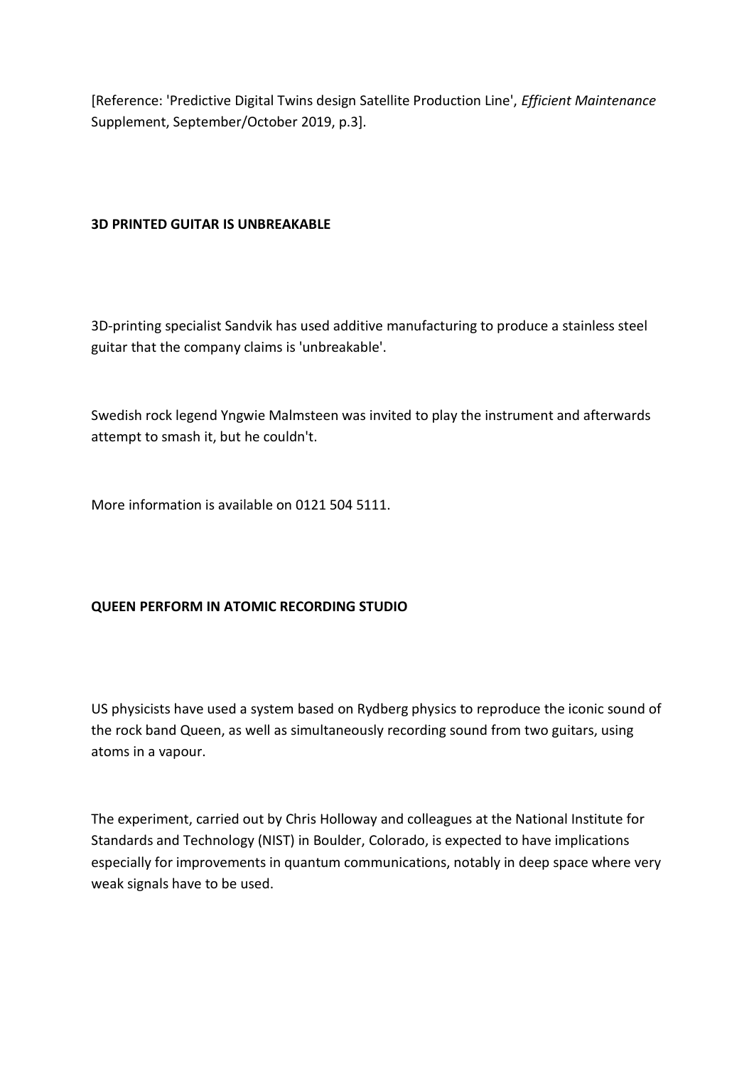[Reference: 'Predictive Digital Twins design Satellite Production Line', *Efficient Maintenance* Supplement, September/October 2019, p.3].

**3D PRINTED GUITAR IS UNBREAKABLE**

3D-printing specialist Sandvik has used additive manufacturing to produce a stainless steel guitar that the company claims is 'unbreakable'.

Swedish rock legend Yngwie Malmsteen was invited to play the instrument and afterwards attempt to smash it, but he couldn't.

More information is available on 0121 504 5111.

**QUEEN PERFORM IN ATOMIC RECORDING STUDIO**

US physicists have used a system based on Rydberg physics to reproduce the iconic sound of the rock band Queen, as well as simultaneously recording sound from two guitars, using atoms in a vapour.

The experiment, carried out by Chris Holloway and colleagues at the National Institute for Standards and Technology (NIST) in Boulder, Colorado, is expected to have implications especially for improvements in quantum communications, notably in deep space where very weak signals have to be used.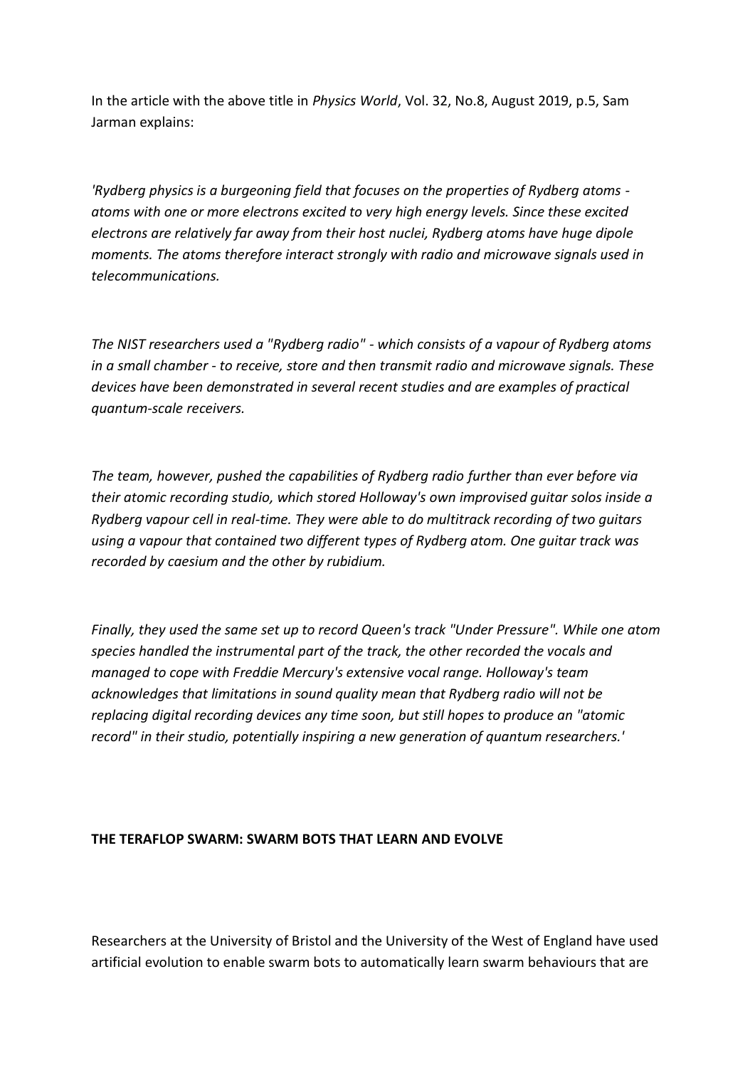In the article with the above title in *Physics World*, Vol. 32, No.8, August 2019, p.5, Sam Jarman explains:

*'Rydberg physics is a burgeoning field that focuses on the properties of Rydberg atoms - atoms with one or more electrons excited to very high energy levels. Since these excited electrons are relatively far away from their host nuclei, Rydberg atoms have huge dipole moments. The atoms therefore interact strongly with radio and microwave signals used in telecommunications.*

*The NIST researchers used a "Rydberg radio" - which consists of a vapour of Rydberg atoms in a small chamber - to receive, store and then transmit radio and microwave signals. These devices have been demonstrated in several recent studies and are examples of practical quantum-scale receivers.*

*The team, however, pushed the capabilities of Rydberg radio further than ever before via their atomic recording studio, which stored Holloway's own improvised guitar solos inside a Rydberg vapour cell in real-time. They were able to do multitrack recording of two guitars using a vapour that contained two different types of Rydberg atom. One guitar track was recorded by caesium and the other by rubidium.*

*Finally, they used the same set up to record Queen's track "Under Pressure". While one atom species handled the instrumental part of the track, the other recorded the vocals and managed to cope with Freddie Mercury's extensive vocal range. Holloway's team acknowledges that limitations in sound quality mean that Rydberg radio will not be replacing digital recording devices any time soon, but still hopes to produce an "atomic record" in their studio, potentially inspiring a new generation of quantum researchers.'*

## THE TERAFLOP SWARM: SWARM BOTS THAT LEARN AND EVOLVE

Researchers at the University of Bristol and the University of the West of England have used artificial evolution to enable swarm bots to automatically learn swarm behaviours that are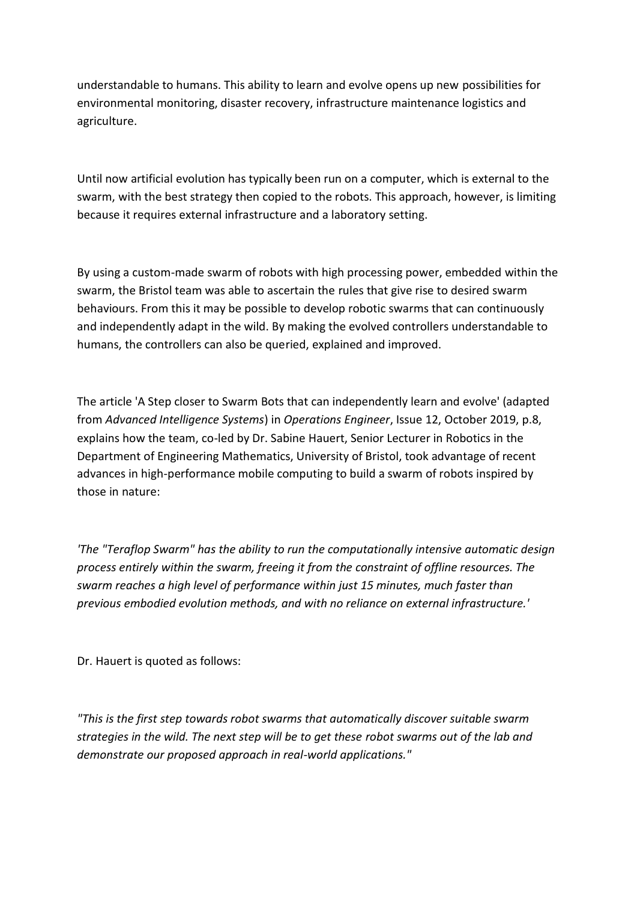understandable to humans. This ability to learn and evolve opens up new possibilities for environmental monitoring, disaster recovery, infrastructure maintenance logistics and agriculture.

Until now artificial evolution has typically been run on a computer, which is external to the swarm, with the best strategy then copied to the robots. This approach, however, is limiting because it requires external infrastructure and a laboratory setting.

By using a custom-made swarm of robots with high processing power, embedded within the swarm, the Bristol team was able to ascertain the rules that give rise to desired swarm behaviours. From this it may be possible to develop robotic swarms that can continuously and independently adapt in the wild. By making the evolved controllers understandable to humans, the controllers can also be queried, explained and improved.

The article 'A Step closer to Swarm Bots that can independently learn and evolve' (adapted from *Advanced Intelligence Systems*) in *Operations Engineer*, Issue 12, October 2019, p.8, explains how the team, co-led by Dr. Sabine Hauert, Senior Lecturer in Robotics in the Department of Engineering Mathematics, University of Bristol, took advantage of recent advances in high-performance mobile computing to build a swarm of robots inspired by those in nature:

*'The "Teraflop Swarm" has the ability to run the computationally intensive automatic design process entirely within the swarm, freeing it from the constraint of offline resources. The swarm reaches a high level of performance within just 15 minutes, much faster than previous embodied evolution methods, and with no reliance on external infrastructure.'*

Dr. Hauert is quoted as follows:

*"This is the first step towards robot swarms that automatically discover suitable swarm strategies in the wild. The next step will be to get these robot swarms out of the lab and demonstrate our proposed approach in real-world applications."*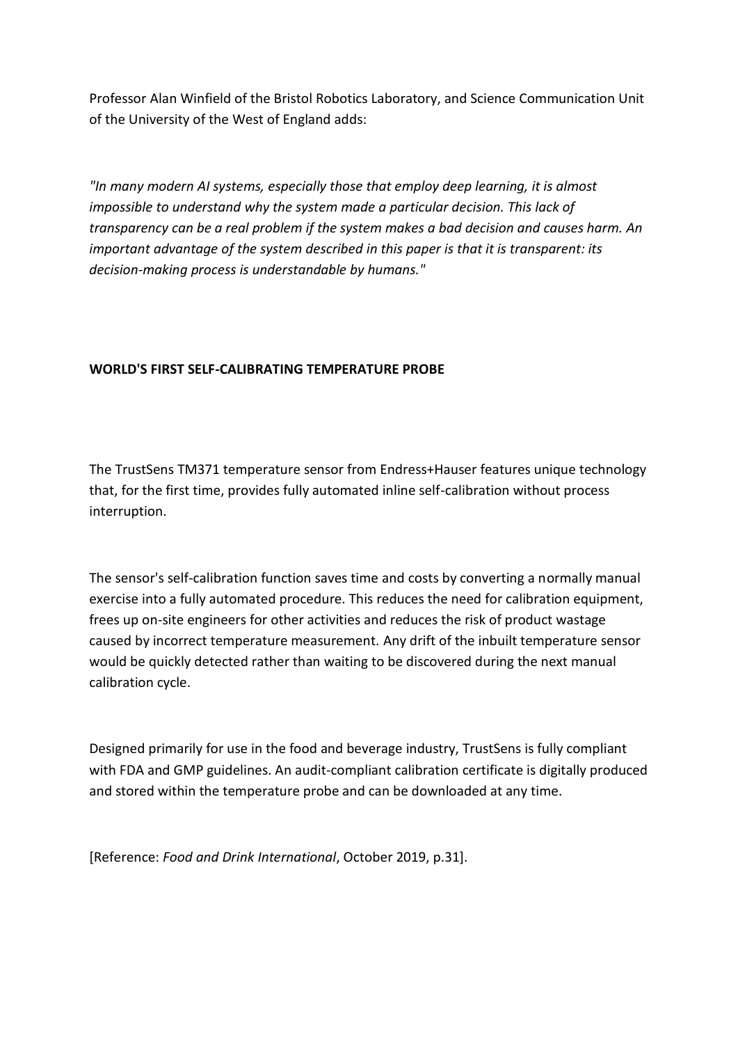Professor Alan Winfield of the Bristol Robotics Laboratory, and Science Communication Unit of the University of the West of England adds:

*"In many modern AI systems, especially those that employ deep learning, it is almost impossible to understand why the system made a particular decision. This lack of transparency can be a real problem if the system makes a bad decision and causes harm. An important advantage of the system described in this paper is that it is transparent: its decision-making process is understandable by humans."*

**WORLD'S FIRST SELF-CALIBRATING TEMPERATURE PROBE**

The TrustSens TM371 temperature sensor from Endress+Hauser features unique technology that, for the first time, provides fully automated inline self-calibration without process interruption.

The sensor's self-calibration function saves time and costs by converting a normally manual exercise into a fully automated procedure. This reduces the need for calibration equipment, frees up on-site engineers for other activities and reduces the risk of product wastage caused by incorrect temperature measurement. Any drift of the inbuilt temperature sensor would be quickly detected rather than waiting to be discovered during the next manual calibration cycle.

Designed primarily for use in the food and beverage industry, TrustSens is fully compliant with FDA and GMP guidelines. An audit-compliant calibration certificate is digitally produced and stored within the temperature probe and can be downloaded at any time.

[Reference: *Food and Drink International*, October 2019, p.31].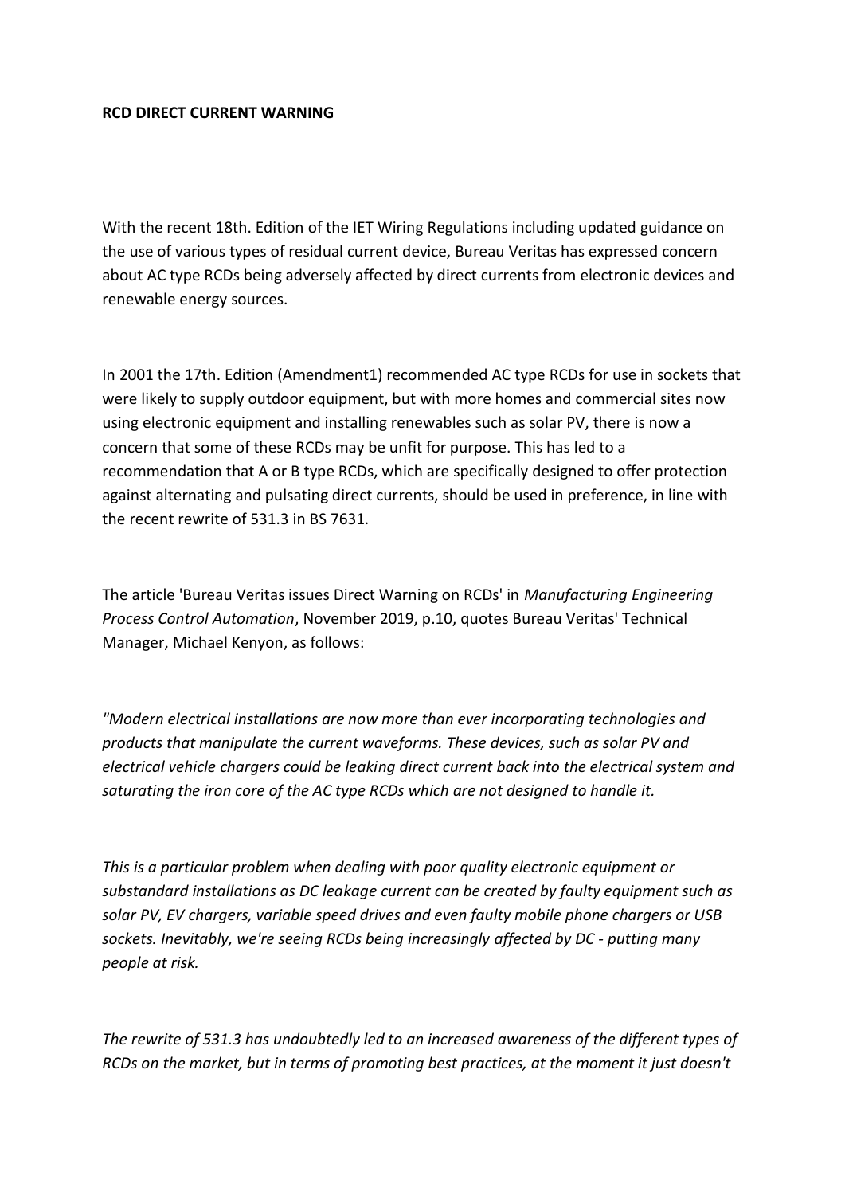**RCD DIRECT CURRENT WARNING**

With the recent 18th. Edition of the IET Wiring Regulations including updated guidance on the use of various types of residual current device, Bureau Veritas has expressed concern about AC type RCDs being adversely affected by direct currents from electronic devices and renewable energy sources.

In 2001 the 17th. Edition (Amendment1) recommended AC type RCDs for use in sockets that were likely to supply outdoor equipment, but with more homes and commercial sites now using electronic equipment and installing renewables such as solar PV, there is now a concern that some of these RCDs may be unfit for purpose. This has led to a recommendation that A or B type RCDs, which are specifically designed to offer protection against alternating and pulsating direct currents, should be used in preference, in line with the recent rewrite of 531.3 in BS 7631.

The article 'Bureau Veritas issues Direct Warning on RCDs' in *Manufacturing Engineering Process Control Automation*, November 2019, p.10, quotes Bureau Veritas' Technical Manager, Michael Kenyon, as follows:

*"Modern electrical installations are now more than ever incorporating technologies and products that manipulate the current waveforms. These devices, such as solar PV and electrical vehicle chargers could be leaking direct current back into the electrical system and saturating the iron core of the AC type RCDs which are not designed to handle it.*

*This is a particular problem when dealing with poor quality electronic equipment or substandard installations as DC leakage current can be created by faulty equipment such as solar PV, EV chargers, variable speed drives and even faulty mobile phone chargers or USB sockets. Inevitably, we're seeing RCDs being increasingly affected by DC - putting many people at risk.*

*The rewrite of 531.3 has undoubtedly led to an increased awareness of the different types of RCDs on the market, but in terms of promoting best practices, at the moment it just doesn't*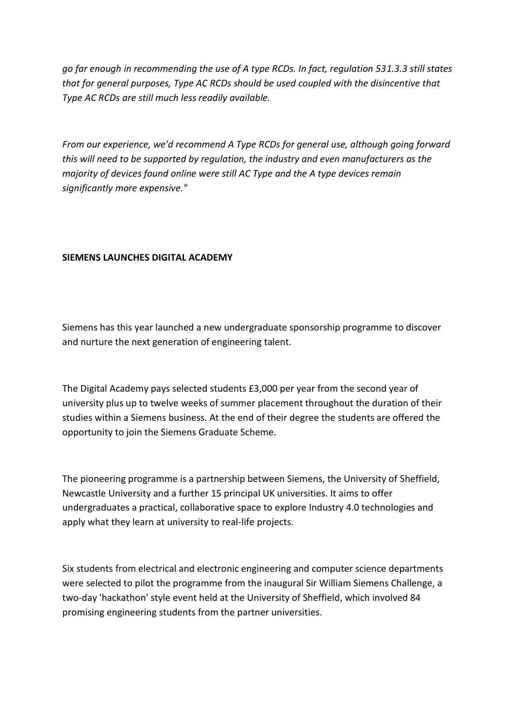*go far enough in recommending the use of A type RCDs. In fact, regulation 531.3.3 still states that for general purposes, Type AC RCDs should be used coupled with the disincentive that Type AC RCDs are still much less readily available.*

*From our experience, we'd recommend A Type RCDs for general use, although going forward this will need to be supported by regulation, the industry and even manufacturers as the majority of devices found online were still AC Type and the A type devices remain significantly more expensive."*

**SIEMENS LAUNCHES DIGITAL ACADEMY**

Siemens has this year launched a new undergraduate sponsorship programme to discover and nurture the next generation of engineering talent.

The Digital Academy pays selected students £3,000 per year from the second year of university plus up to twelve weeks of summer placement throughout the duration of their studies within a Siemens business. At the end of their degree the students are offered the opportunity to join the Siemens Graduate Scheme.

The pioneering programme is a partnership between Siemens, the University of Sheffield, Newcastle University and a further 15 principal UK universities. It aims to offer undergraduates a practical, collaborative space to explore Industry 4.0 technologies and apply what they learn at university to real-life projects.

Six students from electrical and electronic engineering and computer science departments were selected to pilot the programme from the inaugural Sir William Siemens Challenge, a two-day 'hackathon' style event held at the University of Sheffield, which involved 84 promising engineering students from the partner universities.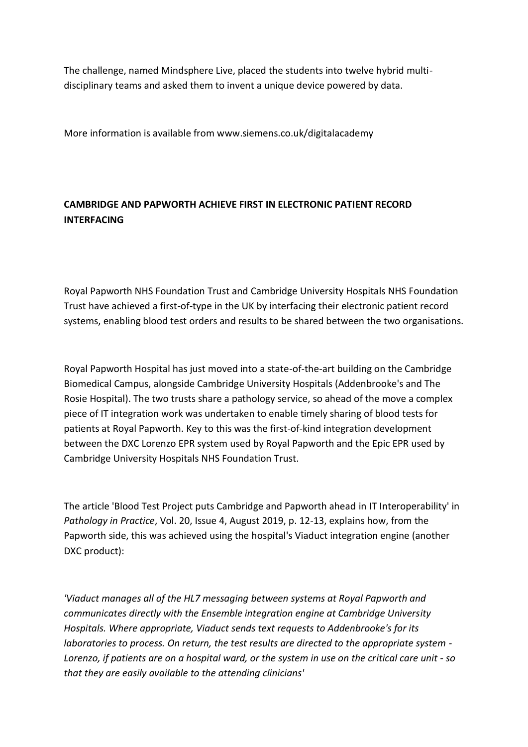The challenge, named Mindsphere Live, placed the students into twelve hybrid multi-disciplinary teams and asked them to invent a unique device powered by data.

More information is available from www.siemens.co.uk/digitalacademy

**CAMBRIDGE AND PAPWORTH ACHIEVE FIRST IN ELECTRONIC PATIENT RECORD INTERFACING**

Royal Papworth NHS Foundation Trust and Cambridge University Hospitals NHS Foundation Trust have achieved a first-of-type in the UK by interfacing their electronic patient record systems, enabling blood test orders and results to be shared between the two organisations.

Royal Papworth Hospital has just moved into a state-of-the-art building on the Cambridge Biomedical Campus, alongside Cambridge University Hospitals (Addenbrooke's and The Rosie Hospital). The two trusts share a pathology service, so ahead of the move a complex piece of IT integration work was undertaken to enable timely sharing of blood tests for patients at Royal Papworth. Key to this was the first-of-kind integration development between the DXC Lorenzo EPR system used by Royal Papworth and the Epic EPR used by Cambridge University Hospitals NHS Foundation Trust.

The article 'Blood Test Project puts Cambridge and Papworth ahead in IT Interoperability' in *Pathology in Practice*, Vol. 20, Issue 4, August 2019, p. 12-13, explains how, from the Papworth side, this was achieved using the hospital's Viaduct integration engine (another DXC product):

*'Viaduct manages all of the HL7 messaging between systems at Royal Papworth and communicates directly with the Ensemble integration engine at Cambridge University Hospitals. Where appropriate, Viaduct sends text requests to Addenbrooke's for its laboratories to process. On return, the test results are directed to the appropriate system - Lorenzo, if patients are on a hospital ward, or the system in use on the critical care unit - so that they are easily available to the attending clinicians'*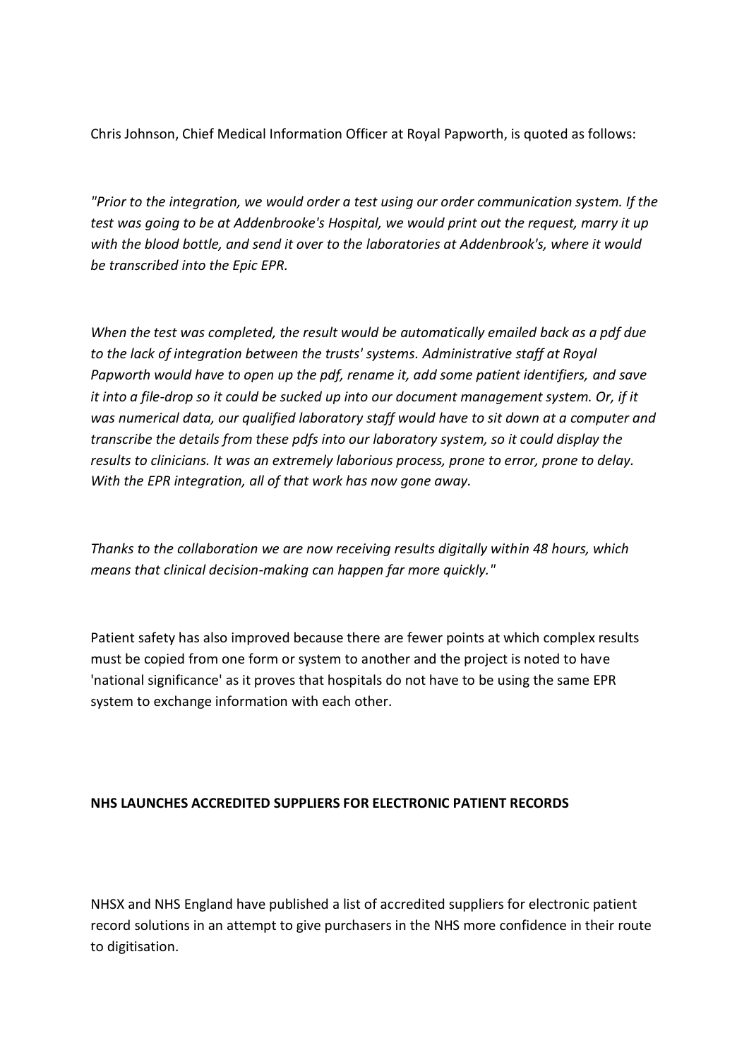Chris Johnson, Chief Medical Information Officer at Royal Papworth, is quoted as follows:

*"Prior to the integration, we would order a test using our order communication system. If the test was going to be at Addenbrooke's Hospital, we would print out the request, marry it up with the blood bottle, and send it over to the laboratories at Addenbrook's, where it would be transcribed into the Epic EPR.*

*When the test was completed, the result would be automatically emailed back as a pdf due to the lack of integration between the trusts' systems. Administrative staff at Royal Papworth would have to open up the pdf, rename it, add some patient identifiers, and save it into a file-drop so it could be sucked up into our document management system. Or, if it was numerical data, our qualified laboratory staff would have to sit down at a computer and transcribe the details from these pdfs into our laboratory system, so it could display the results to clinicians. It was an extremely laborious process, prone to error, prone to delay. With the EPR integration, all of that work has now gone away.*

*Thanks to the collaboration we are now receiving results digitally within 48 hours, which means that clinical decision-making can happen far more quickly."*

Patient safety has also improved because there are fewer points at which complex results must be copied from one form or system to another and the project is noted to have 'national significance' as it proves that hospitals do not have to be using the same EPR system to exchange information with each other.

**NHS LAUNCHES ACCREDITED SUPPLIERS FOR ELECTRONIC PATIENT RECORDS**

NHSX and NHS England have published a list of accredited suppliers for electronic patient record solutions in an attempt to give purchasers in the NHS more confidence in their route to digitisation.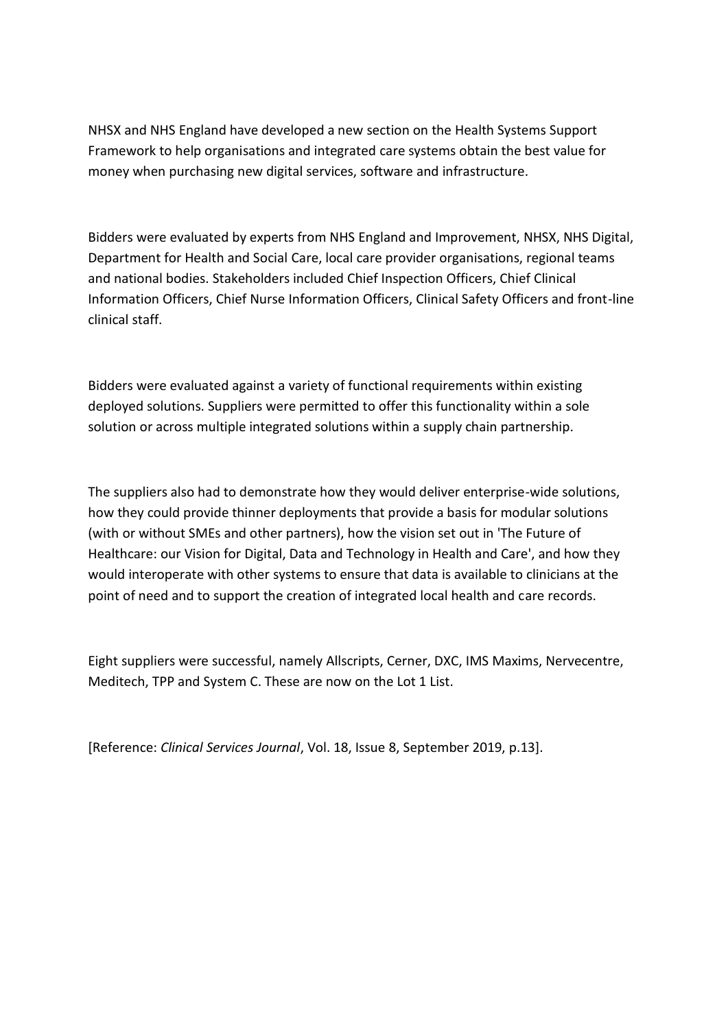NHSX and NHS England have developed a new section on the Health Systems Support Framework to help organisations and integrated care systems obtain the best value for money when purchasing new digital services, software and infrastructure.

Bidders were evaluated by experts from NHS England and Improvement, NHSX, NHS Digital, Department for Health and Social Care, local care provider organisations, regional teams and national bodies. Stakeholders included Chief Inspection Officers, Chief Clinical Information Officers, Chief Nurse Information Officers, Clinical Safety Officers and front-line clinical staff.

Bidders were evaluated against a variety of functional requirements within existing deployed solutions. Suppliers were permitted to offer this functionality within a sole solution or across multiple integrated solutions within a supply chain partnership.

The suppliers also had to demonstrate how they would deliver enterprise-wide solutions, how they could provide thinner deployments that provide a basis for modular solutions (with or without SMEs and other partners), how the vision set out in 'The Future of Healthcare: our Vision for Digital, Data and Technology in Health and Care', and how they would interoperate with other systems to ensure that data is available to clinicians at the point of need and to support the creation of integrated local health and care records.

Eight suppliers were successful, namely Allscripts, Cerner, DXC, IMS Maxims, Nervecentre, Meditech, TPP and System C. These are now on the Lot 1 List.

[Reference: *Clinical Services Journal*, Vol. 18, Issue 8, September 2019, p.13].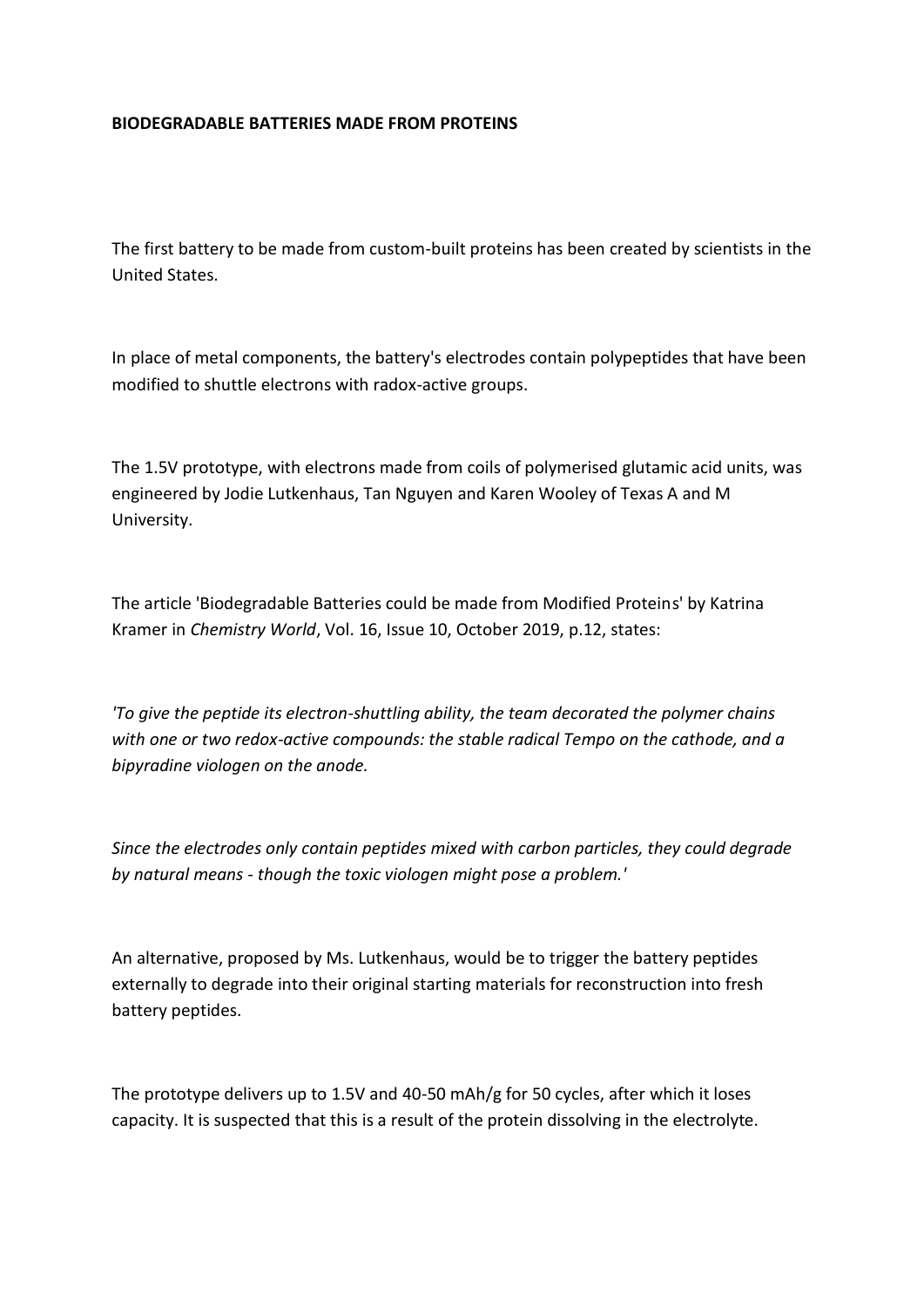**BIODEGRADABLE BATTERIES MADE FROM PROTEINS**

The first battery to be made from custom-built proteins has been created by scientists in the United States.

In place of metal components, the battery's electrodes contain polypeptides that have been modified to shuttle electrons with radox-active groups.

The 1.5V prototype, with electrons made from coils of polymerised glutamic acid units, was engineered by Jodie Lutkenhaus, Tan Nguyen and Karen Wooley of Texas A and M University.

The article 'Biodegradable Batteries could be made from Modified Proteins' by Katrina Kramer in *Chemistry World*, Vol. 16, Issue 10, October 2019, p.12, states:

*'To give the peptide its electron-shuttling ability, the team decorated the polymer chains with one or two redox-active compounds: the stable radical Tempo on the cathode, and a bipyradine viologen on the anode.*

*Since the electrodes only contain peptides mixed with carbon particles, they could degrade by natural means - though the toxic viologen might pose a problem.'*

An alternative, proposed by Ms. Lutkenhaus, would be to trigger the battery peptides externally to degrade into their original starting materials for reconstruction into fresh battery peptides.

The prototype delivers up to 1.5V and 40-50 mAh/g for 50 cycles, after which it loses capacity. It is suspected that this is a result of the protein dissolving in the electrolyte.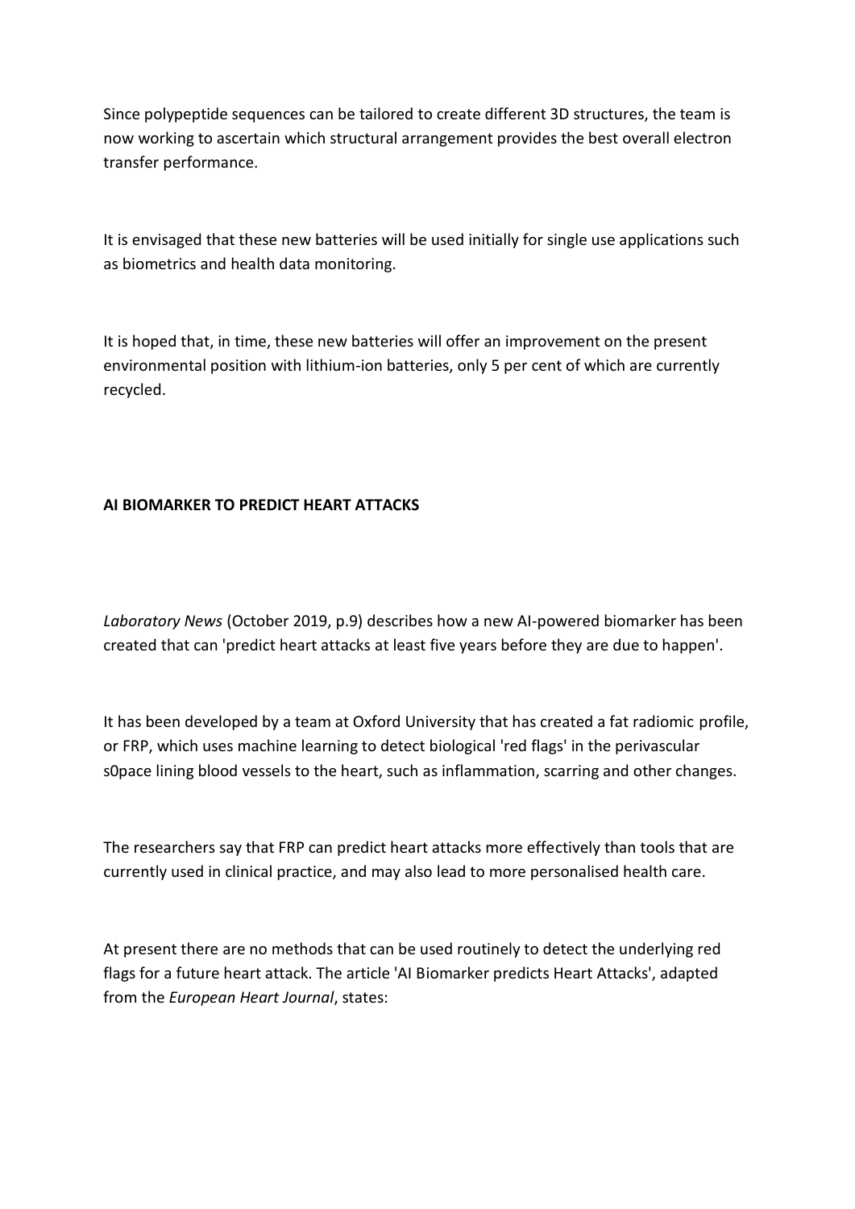Since polypeptide sequences can be tailored to create different 3D structures, the team is now working to ascertain which structural arrangement provides the best overall electron transfer performance.

It is envisaged that these new batteries will be used initially for single use applications such as biometrics and health data monitoring.

It is hoped that, in time, these new batteries will offer an improvement on the present environmental position with lithium-ion batteries, only 5 per cent of which are currently recycled.

**AI BIOMARKER TO PREDICT HEART ATTACKS**

*Laboratory News* (October 2019, p.9) describes how a new AI-powered biomarker has been created that can 'predict heart attacks at least five years before they are due to happen'.

It has been developed by a team at Oxford University that has created a fat radiomic profile, or FRP, which uses machine learning to detect biological 'red flags' in the perivascular s0pace lining blood vessels to the heart, such as inflammation, scarring and other changes.

The researchers say that FRP can predict heart attacks more effectively than tools that are currently used in clinical practice, and may also lead to more personalised health care.

At present there are no methods that can be used routinely to detect the underlying red flags for a future heart attack. The article 'AI Biomarker predicts Heart Attacks', adapted from the *European Heart Journal*, states: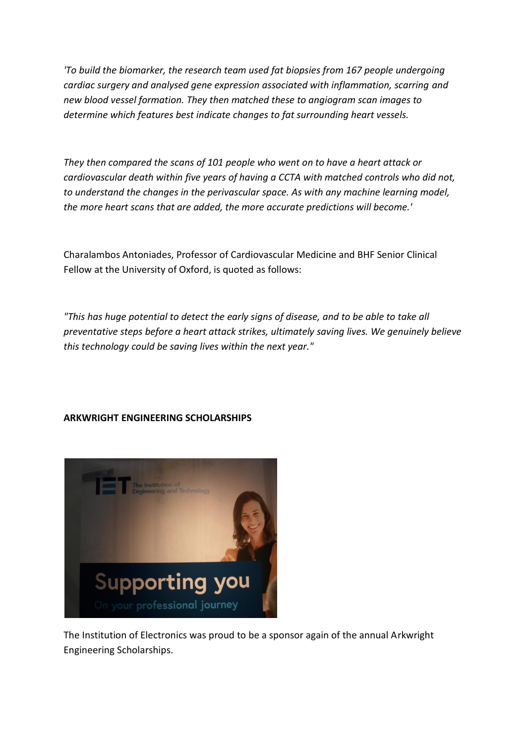*'To build the biomarker, the research team used fat biopsies from 167 people undergoing cardiac surgery and analysed gene expression associated with inflammation, scarring and new blood vessel formation. They then matched these to angiogram scan images to determine which features best indicate changes to fat surrounding heart vessels.*

*They then compared the scans of 101 people who went on to have a heart attack or cardiovascular death within five years of having a CCTA with matched controls who did not, to understand the changes in the perivascular space. As with any machine learning model, the more heart scans that are added, the more accurate predictions will become.'*

Charalambos Antoniades, Professor of Cardiovascular Medicine and BHF Senior Clinical Fellow at the University of Oxford, is quoted as follows:

*"This has huge potential to detect the early signs of disease, and to be able to take all preventative steps before a heart attack strikes, ultimately saving lives. We genuinely believe this technology could be saving lives within the next year."*

**ARKWRIGHT ENGINEERING SCHOLARSHIPS**

The Institution of Electronics was proud to be a sponsor again of the annual Arkwright Engineering Scholarships.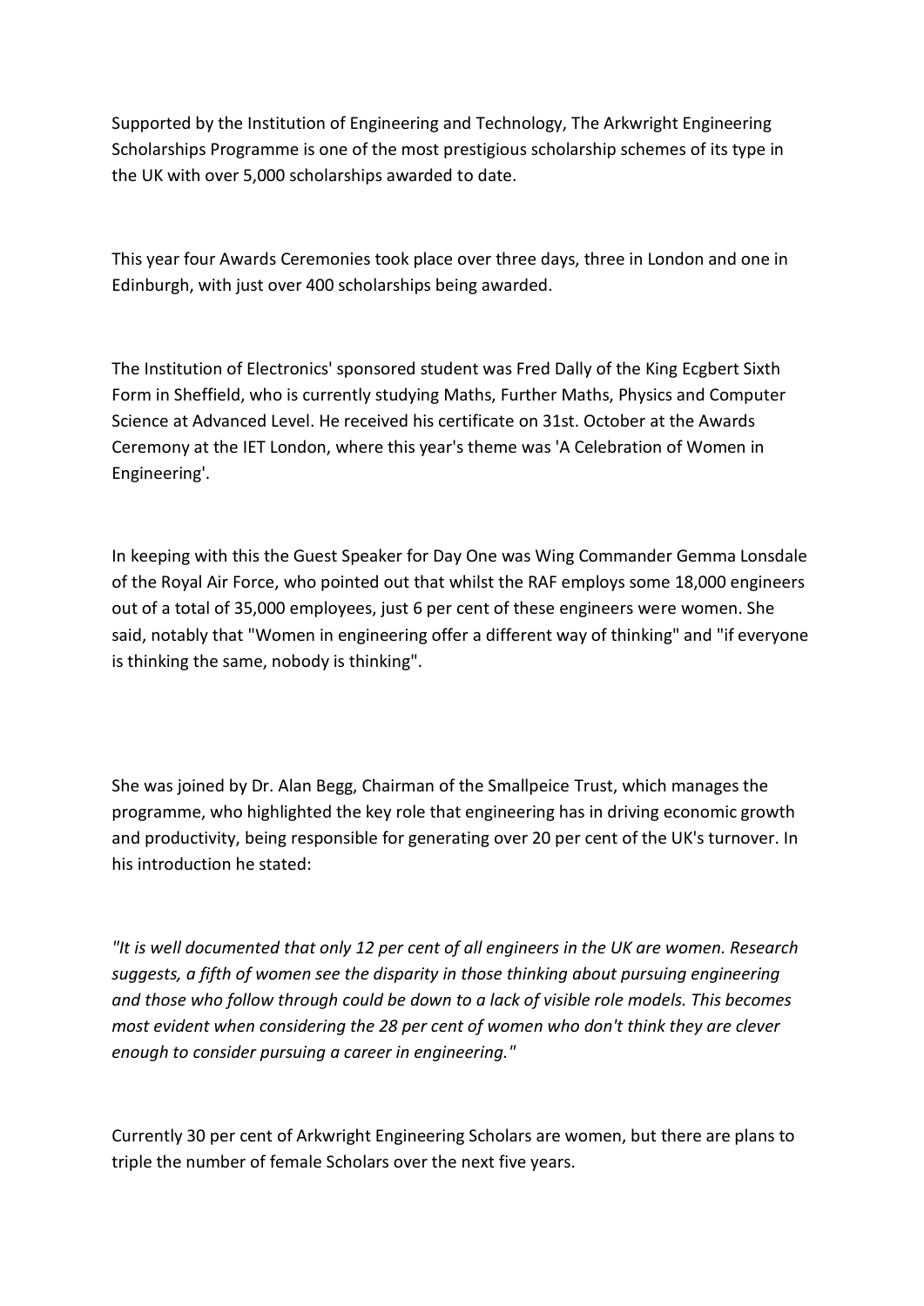Supported by the Institution of Engineering and Technology, The Arkwright Engineering Scholarships Programme is one of the most prestigious scholarship schemes of its type in the UK with over 5,000 scholarships awarded to date.

This year four Awards Ceremonies took place over three days, three in London and one in Edinburgh, with just over 400 scholarships being awarded.

The Institution of Electronics' sponsored student was Fred Dally of the King Ecgbert Sixth Form in Sheffield, who is currently studying Maths, Further Maths, Physics and Computer Science at Advanced Level. He received his certificate on 31st. October at the Awards Ceremony at the IET London, where this year's theme was 'A Celebration of Women in Engineering'.

In keeping with this the Guest Speaker for Day One was Wing Commander Gemma Lonsdale of the Royal Air Force, who pointed out that whilst the RAF employs some 18,000 engineers out of a total of 35,000 employees, just 6 per cent of these engineers were women. She said, notably that "Women in engineering offer a different way of thinking" and "if everyone is thinking the same, nobody is thinking".

She was joined by Dr. Alan Begg, Chairman of the Smallpeice Trust, which manages the programme, who highlighted the key role that engineering has in driving economic growth and productivity, being responsible for generating over 20 per cent of the UK's turnover. In his introduction he stated:

*"It is well documented that only 12 per cent of all engineers in the UK are women. Research suggests, a fifth of women see the disparity in those thinking about pursuing engineering and those who follow through could be down to a lack of visible role models. This becomes most evident when considering the 28 per cent of women who don't think they are clever enough to consider pursuing a career in engineering."*

Currently 30 per cent of Arkwright Engineering Scholars are women, but there are plans to triple the number of female Scholars over the next five years.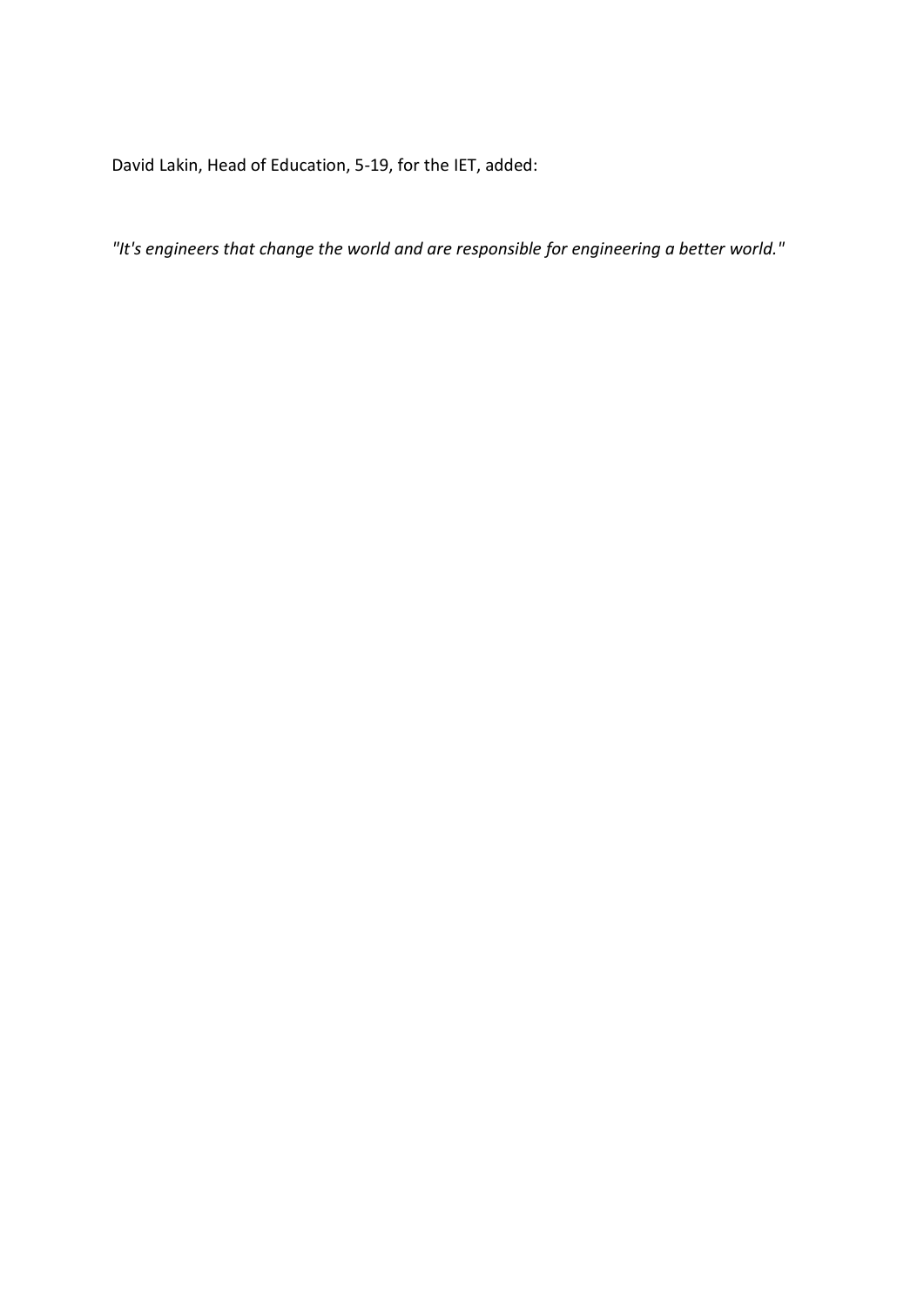David Lakin, Head of Education, 5-19, for the IET, added:

*"It's engineers that change the world and are responsible for engineering a better world."*